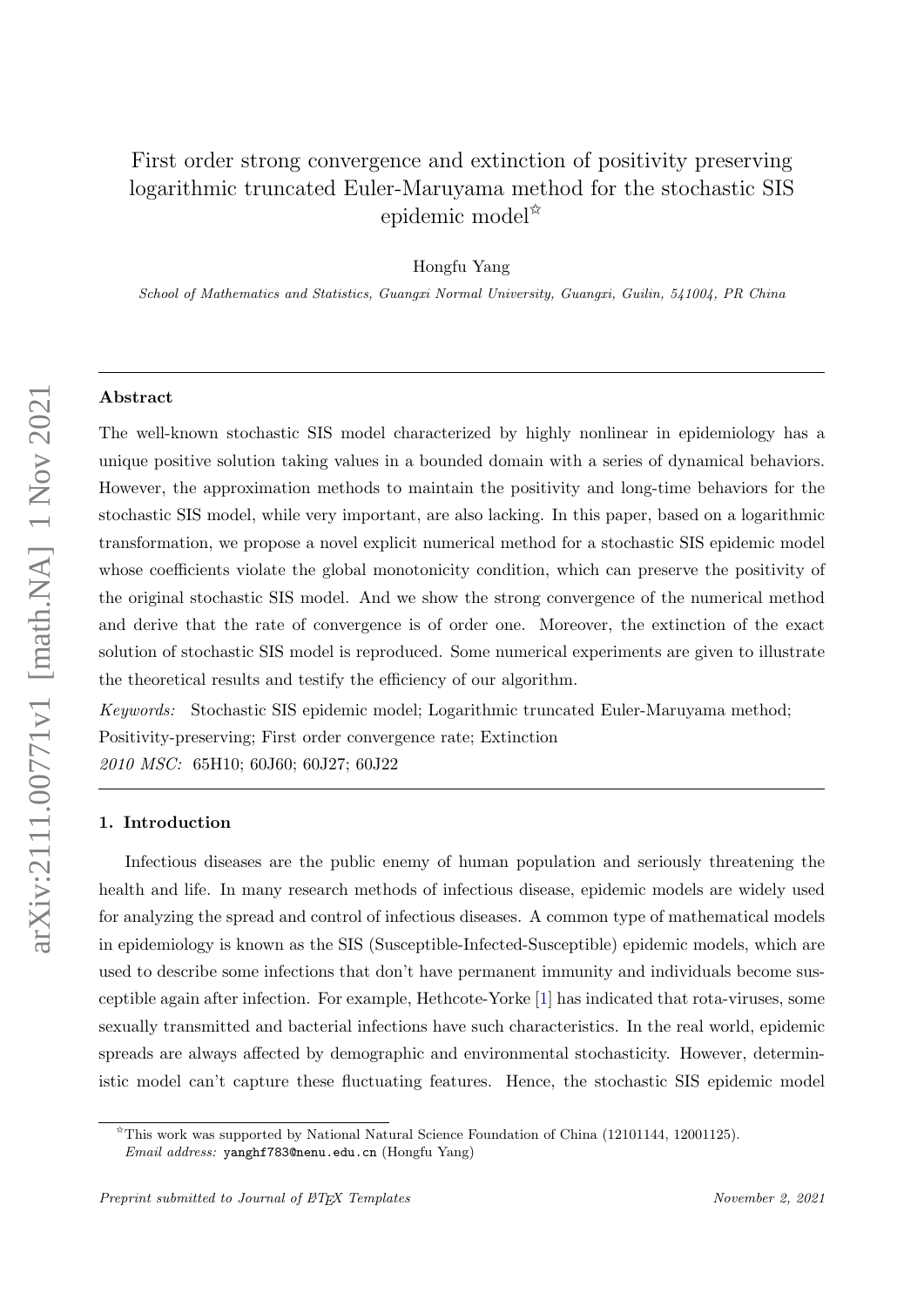# First order strong convergence and extinction of positivity preserving logarithmic truncated Euler-Maruyama method for the stochastic SIS epidemic model[☆]

Hongfu Yang

*School of Mathematics and Statistics, Guangxi Normal University, Guangxi, Guilin, 541004, PR China*

---

## Abstract

The well-known stochastic SIS model characterized by highly nonlinear in epidemiology has a unique positive solution taking values in a bounded domain with a series of dynamical behaviors. However, the approximation methods to maintain the positivity and long-time behaviors for the stochastic SIS model, while very important, are also lacking. In this paper, based on a logarithmic transformation, we propose a novel explicit numerical method for a stochastic SIS epidemic model whose coefficients violate the global monotonicity condition, which can preserve the positivity of the original stochastic SIS model. And we show the strong convergence of the numerical method and derive that the rate of convergence is of order one. Moreover, the extinction of the exact solution of stochastic SIS model is reproduced. Some numerical experiments are given to illustrate the theoretical results and testify the efficiency of our algorithm.

*Keywords:* Stochastic SIS epidemic model; Logarithmic truncated Euler-Maruyama method; Positivity-preserving; First order convergence rate; Extinction

*2010 MSC:* 65H10; 60J60; 60J27; 60J22

---

## 1. Introduction

Infectious diseases are the public enemy of human population and seriously threatening the health and life. In many research methods of infectious disease, epidemic models are widely used for analyzing the spread and control of infectious diseases. A common type of mathematical models in epidemiology is known as the SIS (Susceptible-Infected-Susceptible) epidemic models, which are used to describe some infections that don't have permanent immunity and individuals become susceptible again after infection. For example, Hethcote-Yorke [1] has indicated that rota-viruses, some sexually transmitted and bacterial infections have such characteristics. In the real world, epidemic spreads are always affected by demographic and environmental stochasticity. However, deterministic model can't capture these fluctuating features. Hence, the stochastic SIS epidemic model

[☆]This work was supported by National Natural Science Foundation of China (12101144, 12001125).
*Email address:* yanghf783@nenu.edu.cn (Hongfu Yang)

*Preprint submitted to Journal of LaTeX Templates* November 2, 2021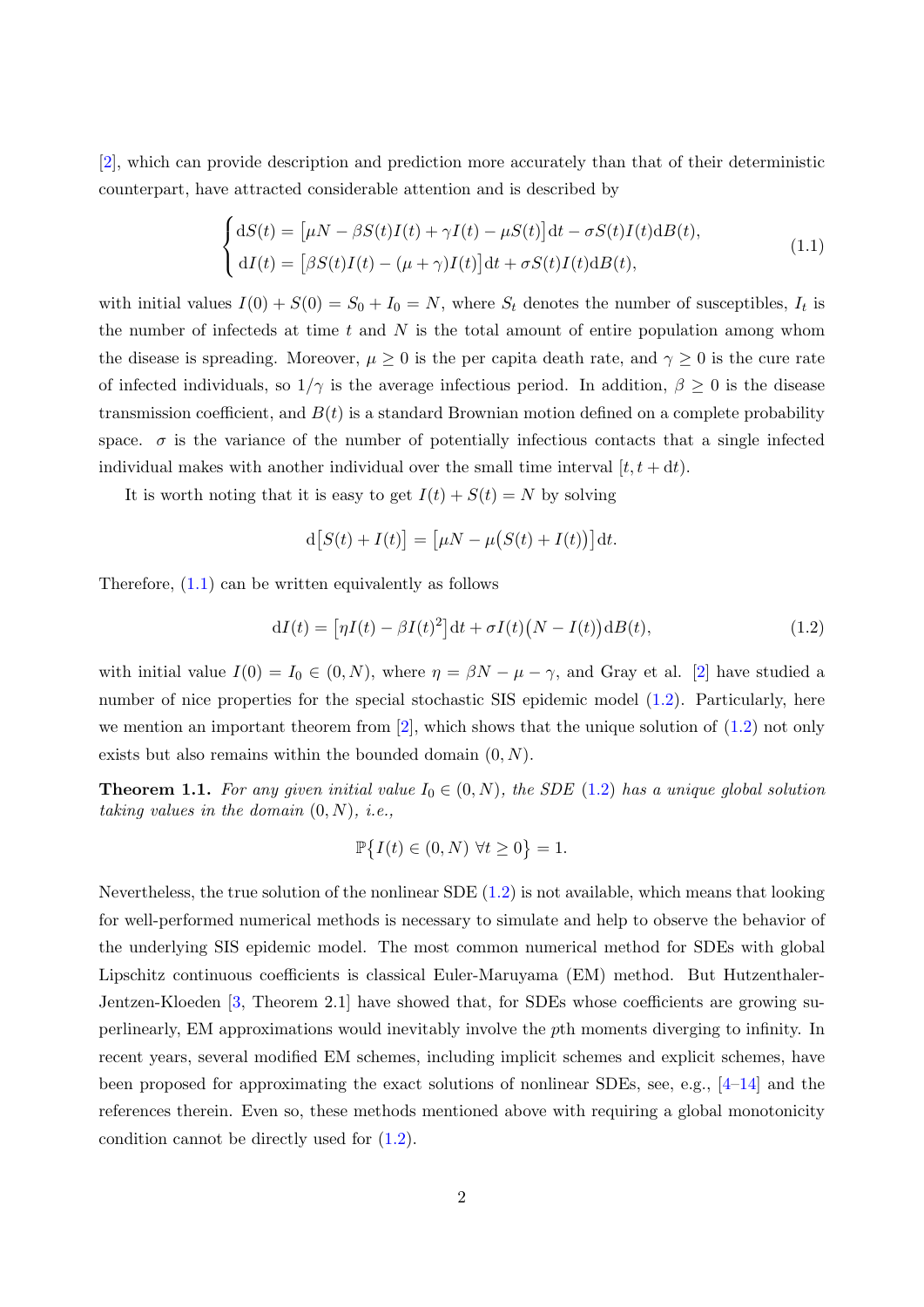[2], which can provide description and prediction more accurately than that of their deterministic counterpart, have attracted considerable attention and is described by

$$
\begin{cases}
\mathrm{d}S(t) = \big[\mu N - \beta S(t)I(t) + \gamma I(t) - \mu S(t)\big]\mathrm{d}t - \sigma S(t)I(t)\mathrm{d}B(t), \\
\mathrm{d}I(t) = \big[\beta S(t)I(t) - (\mu+\gamma)I(t)\big]\mathrm{d}t + \sigma S(t)I(t)\mathrm{d}B(t),
\end{cases}
\tag{1.1}
$$

with initial values $I(0) + S(0) = S_0 + I_0 = N$, where $S_t$ denotes the number of susceptibles, $I_t$ is the number of infecteds at time $t$ and $N$ is the total amount of entire population among whom the disease is spreading. Moreover, $\mu \geq 0$ is the per capita death rate, and $\gamma \geq 0$ is the cure rate of infected individuals, so $1/\gamma$ is the average infectious period. In addition, $\beta \geq 0$ is the disease transmission coefficient, and $B(t)$ is a standard Brownian motion defined on a complete probability space. $\sigma$ is the variance of the number of potentially infectious contacts that a single infected individual makes with another individual over the small time interval $[t, t + \mathrm{d}t)$.

It is worth noting that it is easy to get $I(t) + S(t) = N$ by solving

$$
\mathrm{d}\big[S(t) + I(t)\big] = \big[\mu N - \mu\big(S(t) + I(t)\big)\big]\mathrm{d}t.
$$

Therefore, (1.1) can be written equivalently as follows

$$
\mathrm{d}I(t) = \big[\eta I(t) - \beta I(t)^2\big]\mathrm{d}t + \sigma I(t)\big(N - I(t)\big)\mathrm{d}B(t),
\tag{1.2}
$$

with initial value $I(0) = I_0 \in (0, N)$, where $\eta = \beta N - \mu - \gamma$, and Gray et al. [2] have studied a number of nice properties for the special stochastic SIS epidemic model (1.2). Particularly, here we mention an important theorem from [2], which shows that the unique solution of (1.2) not only exists but also remains within the bounded domain $(0, N)$.

**Theorem 1.1.** *For any given initial value $I_0 \in (0, N)$, the SDE (1.2) has a unique global solution taking values in the domain $(0, N)$, i.e.,*

$$
\mathbb{P}\big\{I(t) \in (0, N)\ \forall t \geq 0\big\} = 1.
$$

Nevertheless, the true solution of the nonlinear SDE (1.2) is not available, which means that looking for well-performed numerical methods is necessary to simulate and help to observe the behavior of the underlying SIS epidemic model. The most common numerical method for SDEs with global Lipschitz continuous coefficients is classical Euler-Maruyama (EM) method. But Hutzenthaler-Jentzen-Kloeden [3, Theorem 2.1] have showed that, for SDEs whose coefficients are growing superlinearly, EM approximations would inevitably involve the $p$th moments diverging to infinity. In recent years, several modified EM schemes, including implicit schemes and explicit schemes, have been proposed for approximating the exact solutions of nonlinear SDEs, see, e.g., [4–14] and the references therein. Even so, these methods mentioned above with requiring a global monotonicity condition cannot be directly used for (1.2).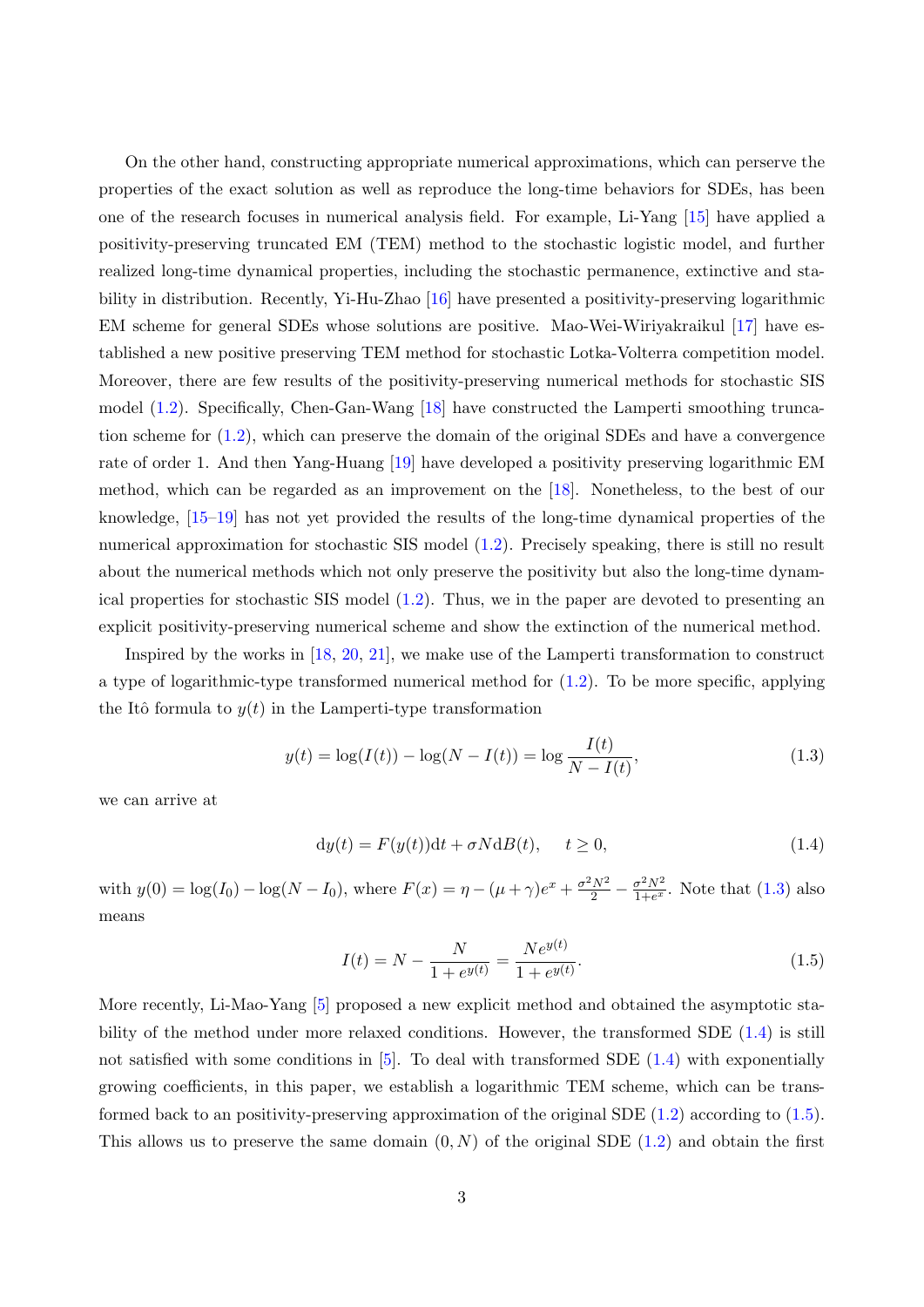On the other hand, constructing appropriate numerical approximations, which can perserve the properties of the exact solution as well as reproduce the long-time behaviors for SDEs, has been one of the research focuses in numerical analysis field. For example, Li-Yang [15] have applied a positivity-preserving truncated EM (TEM) method to the stochastic logistic model, and further realized long-time dynamical properties, including the stochastic permanence, extinctive and stability in distribution. Recently, Yi-Hu-Zhao [16] have presented a positivity-preserving logarithmic EM scheme for general SDEs whose solutions are positive. Mao-Wei-Wiriyakraikul [17] have established a new positive preserving TEM method for stochastic Lotka-Volterra competition model. Moreover, there are few results of the positivity-preserving numerical methods for stochastic SIS model (1.2). Specifically, Chen-Gan-Wang [18] have constructed the Lamperti smoothing truncation scheme for (1.2), which can preserve the domain of the original SDEs and have a convergence rate of order 1. And then Yang-Huang [19] have developed a positivity preserving logarithmic EM method, which can be regarded as an improvement on the [18]. Nonetheless, to the best of our knowledge, [15–19] has not yet provided the results of the long-time dynamical properties of the numerical approximation for stochastic SIS model (1.2). Precisely speaking, there is still no result about the numerical methods which not only preserve the positivity but also the long-time dynamical properties for stochastic SIS model (1.2). Thus, we in the paper are devoted to presenting an explicit positivity-preserving numerical scheme and show the extinction of the numerical method.

Inspired by the works in [18, 20, 21], we make use of the Lamperti transformation to construct a type of logarithmic-type transformed numerical method for (1.2). To be more specific, applying the Itô formula to $y(t)$ in the Lamperti-type transformation

$$y(t) = \log(I(t)) - \log(N - I(t)) = \log \frac{I(t)}{N - I(t)}, \tag{1.3}$$

we can arrive at

$$\mathrm{d}y(t) = F(y(t))\mathrm{d}t + \sigma N \mathrm{d}B(t), \quad t \geq 0, \tag{1.4}$$

with $y(0) = \log(I_0) - \log(N - I_0)$, where $F(x) = \eta - (\mu+\gamma)e^x + \frac{\sigma^2 N^2}{2} - \frac{\sigma^2 N^2}{1+e^x}$. Note that (1.3) also means

$$I(t) = N - \frac{N}{1+e^{y(t)}} = \frac{Ne^{y(t)}}{1+e^{y(t)}}. \tag{1.5}$$

More recently, Li-Mao-Yang [5] proposed a new explicit method and obtained the asymptotic stability of the method under more relaxed conditions. However, the transformed SDE (1.4) is still not satisfied with some conditions in [5]. To deal with transformed SDE (1.4) with exponentially growing coefficients, in this paper, we establish a logarithmic TEM scheme, which can be transformed back to an positivity-preserving approximation of the original SDE (1.2) according to (1.5). This allows us to preserve the same domain $(0, N)$ of the original SDE (1.2) and obtain the first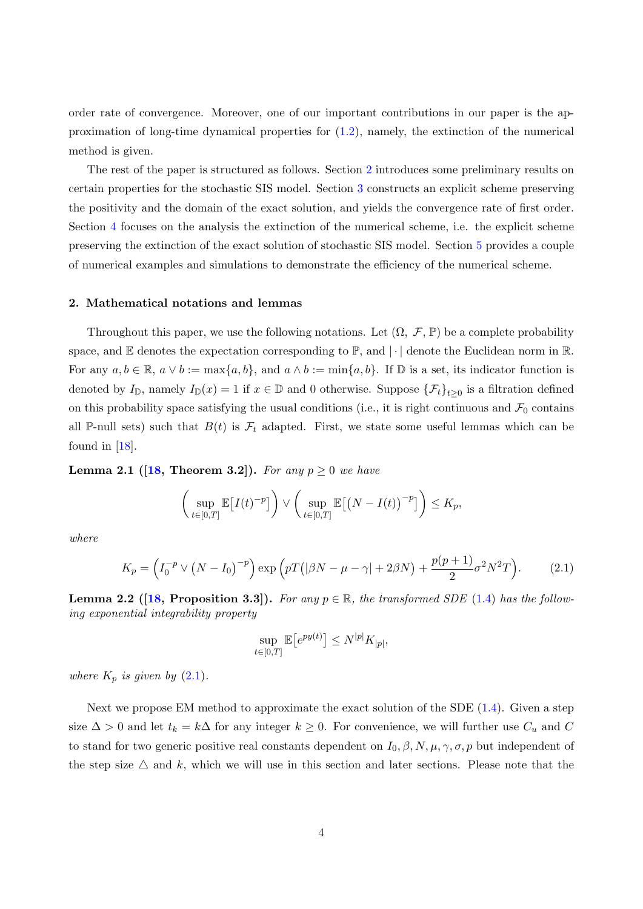order rate of convergence. Moreover, one of our important contributions in our paper is the approximation of long-time dynamical properties for (1.2), namely, the extinction of the numerical method is given.

The rest of the paper is structured as follows. Section 2 introduces some preliminary results on certain properties for the stochastic SIS model. Section 3 constructs an explicit scheme preserving the positivity and the domain of the exact solution, and yields the convergence rate of first order. Section 4 focuses on the analysis the extinction of the numerical scheme, i.e. the explicit scheme preserving the extinction of the exact solution of stochastic SIS model. Section 5 provides a couple of numerical examples and simulations to demonstrate the efficiency of the numerical scheme.

## 2. Mathematical notations and lemmas

Throughout this paper, we use the following notations. Let $(\Omega,\ \mathcal{F}, \mathbb{P})$ be a complete probability space, and $\mathbb{E}$ denotes the expectation corresponding to $\mathbb{P}$, and $|\cdot|$ denote the Euclidean norm in $\mathbb{R}$. For any $a, b \in \mathbb{R}$, $a \vee b := \max\{a, b\}$, and $a \wedge b := \min\{a, b\}$. If $\mathbb{D}$ is a set, its indicator function is denoted by $I_{\mathbb{D}}$, namely $I_{\mathbb{D}}(x) = 1$ if $x \in \mathbb{D}$ and 0 otherwise. Suppose $\{\mathcal{F}_t\}_{t\geq 0}$ is a filtration defined on this probability space satisfying the usual conditions (i.e., it is right continuous and $\mathcal{F}_0$ contains all $\mathbb{P}$-null sets) such that $B(t)$ is $\mathcal{F}_t$ adapted. First, we state some useful lemmas which can be found in [18].

**Lemma 2.1 ([18, Theorem 3.2]).** *For any $p \geq 0$ we have*

$$\left(\sup_{t\in[0,T]} \mathbb{E}\big[I(t)^{-p}\big]\right) \vee \left(\sup_{t\in[0,T]} \mathbb{E}\big[\big(N - I(t)\big)^{-p}\big]\right) \leq K_p,$$

*where*

$$K_p = \left(I_0^{-p} \vee \big(N - I_0\big)^{-p}\right) \exp\left(pT\big(|\beta N - \mu - \gamma| + 2\beta N\big) + \frac{p(p+1)}{2}\sigma^2 N^2 T\right). \tag{2.1}$$

**Lemma 2.2 ([18, Proposition 3.3]).** *For any $p \in \mathbb{R}$, the transformed SDE (1.4) has the following exponential integrability property*

$$\sup_{t\in[0,T]} \mathbb{E}\big[e^{py(t)}\big] \leq N^{|p|} K_{|p|},$$

*where $K_p$ is given by (2.1).*

Next we propose EM method to approximate the exact solution of the SDE (1.4). Given a step size $\Delta > 0$ and let $t_k = k\Delta$ for any integer $k \geq 0$. For convenience, we will further use $C_u$ and $C$ to stand for two generic positive real constants dependent on $I_0, \beta, N, \mu, \gamma, \sigma, p$ but independent of the step size $\triangle$ and $k$, which we will use in this section and later sections. Please note that the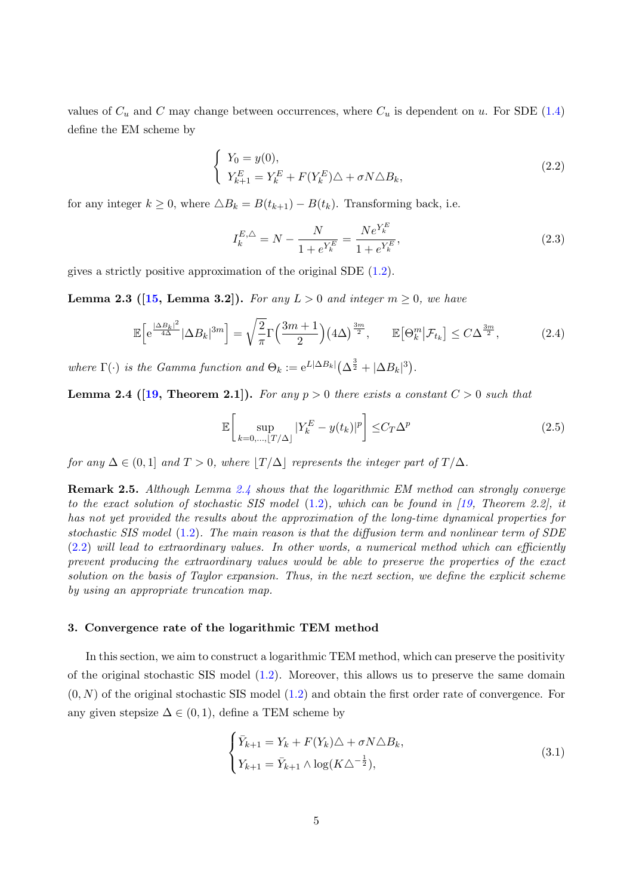values of $C_u$ and $C$ may change between occurrences, where $C_u$ is dependent on $u$. For SDE (1.4) define the EM scheme by

$$
\begin{cases} Y_0 = y(0), \\ Y_{k+1}^E = Y_k^E + F(Y_k^E)\triangle + \sigma N \triangle B_k, \end{cases} \tag{2.2}
$$

for any integer $k \geq 0$, where $\triangle B_k = B(t_{k+1}) - B(t_k)$. Transforming back, i.e.

$$
I_k^{E,\triangle} = N - \frac{N}{1+e^{Y_k^E}} = \frac{Ne^{Y_k^E}}{1+e^{Y_k^E}}, \tag{2.3}
$$

gives a strictly positive approximation of the original SDE (1.2).

**Lemma 2.3 ([15, Lemma 3.2]).** *For any $L > 0$ and integer $m \geq 0$, we have*

$$
\mathbb{E}\Big[ \mathrm{e}^{\frac{|\Delta B_k|^2}{4\Delta}} |\Delta B_k|^{3m} \Big] = \sqrt{\frac{2}{\pi}} \Gamma\Big(\frac{3m+1}{2}\Big)(4\Delta)^{\frac{3m}{2}}, \qquad \mathbb{E}\big[\Theta_k^m \big| \mathcal{F}_{t_k}\big] \leq C \Delta^{\frac{3m}{2}}, \tag{2.4}
$$

*where $\Gamma(\cdot)$ is the Gamma function and $\Theta_k := \mathrm{e}^{L|\Delta B_k|}\big(\Delta^{\frac{3}{2}} + |\Delta B_k|^3\big)$.*

**Lemma 2.4 ([19, Theorem 2.1]).** *For any $p > 0$ there exists a constant $C > 0$ such that*

$$
\mathbb{E}\left[ \sup_{k=0,\ldots,\lfloor T/\Delta \rfloor} |Y_k^E - y(t_k)|^p \right] \leq C_T \Delta^p \tag{2.5}
$$

*for any $\Delta \in (0,1]$ and $T > 0$, where $\lfloor T/\Delta \rfloor$ represents the integer part of $T/\Delta$.*

**Remark 2.5.** *Although Lemma 2.4 shows that the logarithmic EM method can strongly converge to the exact solution of stochastic SIS model (1.2), which can be found in [19, Theorem 2.2], it has not yet provided the results about the approximation of the long-time dynamical properties for stochastic SIS model (1.2). The main reason is that the diffusion term and nonlinear term of SDE (2.2) will lead to extraordinary values. In other words, a numerical method which can efficiently prevent producing the extraordinary values would be able to preserve the properties of the exact solution on the basis of Taylor expansion. Thus, in the next section, we define the explicit scheme by using an appropriate truncation map.*

## 3. Convergence rate of the logarithmic TEM method

In this section, we aim to construct a logarithmic TEM method, which can preserve the positivity of the original stochastic SIS model (1.2). Moreover, this allows us to preserve the same domain $(0, N)$ of the original stochastic SIS model (1.2) and obtain the first order rate of convergence. For any given stepsize $\Delta \in (0,1)$, define a TEM scheme by

$$
\begin{cases} \bar{Y}_{k+1} = Y_k + F(Y_k)\triangle + \sigma N \triangle B_k, \\ Y_{k+1} = \bar{Y}_{k+1} \wedge \log(K\triangle^{-\frac{1}{2}}), \end{cases} \tag{3.1}
$$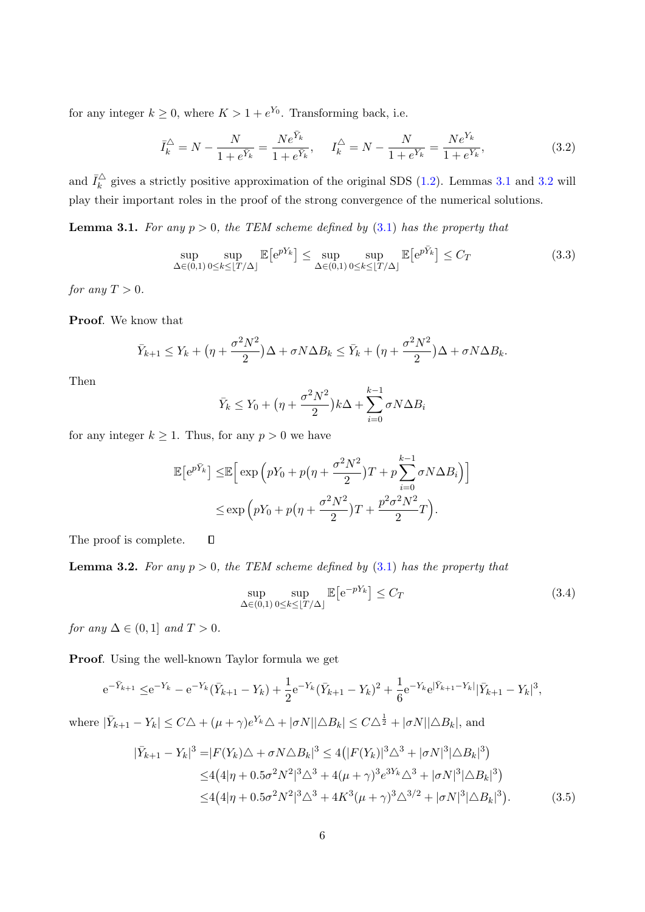for any integer $k \geq 0$, where $K > 1 + e^{Y_0}$. Transforming back, i.e.

$$\bar{I}_k^{\triangle} = N - \frac{N}{1 + e^{\bar{Y}_k}} = \frac{Ne^{\bar{Y}_k}}{1 + e^{\bar{Y}_k}}, \quad I_k^{\triangle} = N - \frac{N}{1 + e^{Y_k}} = \frac{Ne^{Y_k}}{1 + e^{Y_k}}, \tag{3.2}$$

and $\bar{I}_k^{\triangle}$ gives a strictly positive approximation of the original SDS (1.2). Lemmas 3.1 and 3.2 will play their important roles in the proof of the strong convergence of the numerical solutions.

**Lemma 3.1.** *For any $p > 0$, the TEM scheme defined by (3.1) has the property that*

$$\sup_{\Delta \in (0,1)} \sup_{0 \leq k \leq \lfloor T/\Delta \rfloor} \mathbb{E}\big[e^{pY_k}\big] \leq \sup_{\Delta \in (0,1)} \sup_{0 \leq k \leq \lfloor T/\Delta \rfloor} \mathbb{E}\big[e^{p\bar{Y}_k}\big] \leq C_T \tag{3.3}$$

*for any $T > 0$.*

**Proof.** We know that

$$\bar{Y}_{k+1} \leq Y_k + \big(\eta + \frac{\sigma^2 N^2}{2}\big)\Delta + \sigma N \Delta B_k \leq \bar{Y}_k + \big(\eta + \frac{\sigma^2 N^2}{2}\big)\Delta + \sigma N \Delta B_k.$$

Then

$$\bar{Y}_k \leq Y_0 + \big(\eta + \frac{\sigma^2 N^2}{2}\big)k\Delta + \sum_{i=0}^{k-1} \sigma N \Delta B_i$$

for any integer $k \geq 1$. Thus, for any $p > 0$ we have

$$\begin{aligned}
\mathbb{E}\big[e^{p\bar{Y}_k}\big] \leq& \mathbb{E}\Big[\exp\Big(pY_0 + p\big(\eta + \frac{\sigma^2 N^2}{2}\big)T + p\sum_{i=0}^{k-1} \sigma N \Delta B_i\Big)\Big] \\
\leq& \exp\Big(pY_0 + p\big(\eta + \frac{\sigma^2 N^2}{2}\big)T + \frac{p^2\sigma^2 N^2}{2}T\Big).
\end{aligned}$$

The proof is complete. $\square$

**Lemma 3.2.** *For any $p > 0$, the TEM scheme defined by (3.1) has the property that*

$$\sup_{\Delta \in (0,1)} \sup_{0 \leq k \leq \lfloor T/\Delta \rfloor} \mathbb{E}\big[e^{-pY_k}\big] \leq C_T \tag{3.4}$$

*for any $\Delta \in (0, 1]$ and $T > 0$.*

**Proof.** Using the well-known Taylor formula we get

$$e^{-\bar{Y}_{k+1}} \leq e^{-Y_k} - e^{-Y_k}(\bar{Y}_{k+1} - Y_k) + \frac{1}{2}e^{-Y_k}(\bar{Y}_{k+1} - Y_k)^2 + \frac{1}{6}e^{-Y_k}e^{|\bar{Y}_{k+1} - Y_k|}|\bar{Y}_{k+1} - Y_k|^3,$$

where $|\bar{Y}_{k+1} - Y_k| \leq C\triangle + (\mu + \gamma)e^{Y_k}\triangle + |\sigma N||\triangle B_k| \leq C\triangle^{\frac{1}{2}} + |\sigma N||\triangle B_k|$, and

$$\begin{aligned}
|\bar{Y}_{k+1} - Y_k|^3 =& |F(Y_k)\triangle + \sigma N \triangle B_k|^3 \leq 4\big(|F(Y_k)|^3\triangle^3 + |\sigma N|^3|\triangle B_k|^3\big) \\
\leq& 4\big(4|\eta + 0.5\sigma^2 N^2|^3\triangle^3 + 4(\mu + \gamma)^3 e^{3Y_k}\triangle^3 + |\sigma N|^3|\triangle B_k|^3\big) \\
\leq& 4\big(4|\eta + 0.5\sigma^2 N^2|^3\triangle^3 + 4K^3(\mu + \gamma)^3\triangle^{3/2} + |\sigma N|^3|\triangle B_k|^3\big).
\end{aligned} \tag{3.5}$$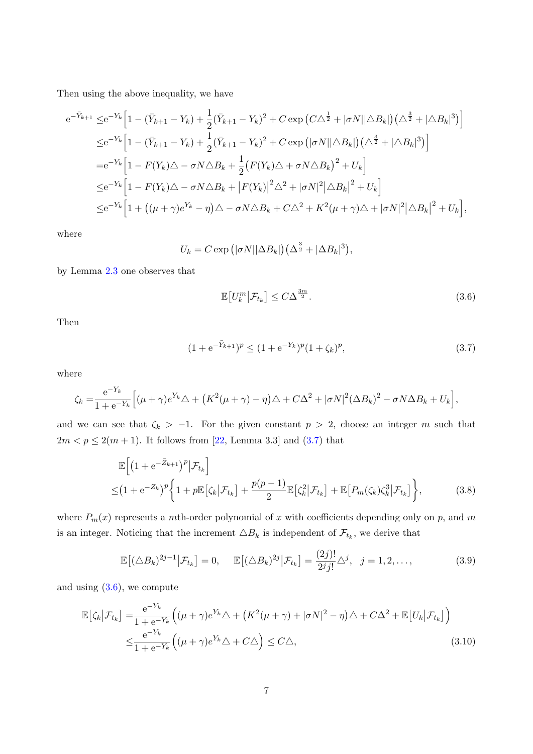Then using the above inequality, we have

$$
\begin{aligned}
\mathrm{e}^{-\bar{Y}_{k+1}} \leq & \mathrm{e}^{-Y_k}\Big[1-(\bar{Y}_{k+1}-Y_k)+\frac{1}{2}(\bar{Y}_{k+1}-Y_k)^2+C\exp\big(C\triangle^{\frac{1}{2}}+|\sigma N||\triangle B_k|\big)\big(\triangle^{\frac{3}{2}}+|\triangle B_k|^3\big)\Big]\\
\leq & \mathrm{e}^{-Y_k}\Big[1-(\bar{Y}_{k+1}-Y_k)+\frac{1}{2}(\bar{Y}_{k+1}-Y_k)^2+C\exp\big(|\sigma N||\triangle B_k|\big)\big(\triangle^{\frac{3}{2}}+|\triangle B_k|^3\big)\Big]\\
= & \mathrm{e}^{-Y_k}\Big[1-F(Y_k)\triangle-\sigma N\triangle B_k+\frac{1}{2}\big(F(Y_k)\triangle+\sigma N\triangle B_k\big)^2+U_k\Big]\\
\leq & \mathrm{e}^{-Y_k}\Big[1-F(Y_k)\triangle-\sigma N\triangle B_k+\big|F(Y_k)\big|^2\triangle^2+|\sigma N|^2\big|\triangle B_k\big|^2+U_k\Big]\\
\leq & \mathrm{e}^{-Y_k}\Big[1+\big((\mu+\gamma)e^{Y_k}-\eta\big)\triangle-\sigma N\triangle B_k+C\triangle^2+K^2(\mu+\gamma)\triangle+|\sigma N|^2\big|\triangle B_k\big|^2+U_k\Big],
\end{aligned}
$$

where

$$
U_k=C\exp\big(|\sigma N||\Delta B_k|\big)\big(\Delta^{\frac{3}{2}}+|\Delta B_k|^3\big),
$$

by Lemma 2.3 one observes that

$$
\mathbb{E}\big[U_k^m\big|\mathcal{F}_{t_k}\big]\leq C\Delta^{\frac{3m}{2}}. \tag{3.6}
$$

Then

$$
(1+\mathrm{e}^{-\bar{Y}_{k+1}})^p\leq(1+\mathrm{e}^{-Y_k})^p(1+\zeta_k)^p, \tag{3.7}
$$

where

$$
\zeta_k=\frac{\mathrm{e}^{-Y_k}}{1+\mathrm{e}^{-Y_k}}\Big[(\mu+\gamma)e^{Y_k}\triangle+\big(K^2(\mu+\gamma)-\eta\big)\triangle+C\triangle^2+|\sigma N|^2(\Delta B_k)^2-\sigma N\Delta B_k+U_k\Big],
$$

and we can see that $\zeta_k>-1$. For the given constant $p>2$, choose an integer $m$ such that $2m<p\leq 2(m+1)$. It follows from [22, Lemma 3.3] and (3.7) that

$$
\begin{aligned}
&\mathbb{E}\Big[\big(1+\mathrm{e}^{-\bar{Z}_{k+1}}\big)^p\big|\mathcal{F}_{t_k}\Big]\\
\leq&\big(1+\mathrm{e}^{-Z_k}\big)^p\Big\{1+p\mathbb{E}\big[\zeta_k\big|\mathcal{F}_{t_k}\big]+\frac{p(p-1)}{2}\mathbb{E}\big[\zeta_k^2\big|\mathcal{F}_{t_k}\big]+\mathbb{E}\big[P_m(\zeta_k)\zeta_k^3\big|\mathcal{F}_{t_k}\big]\Big\},
\end{aligned} \tag{3.8}
$$

where $P_m(x)$ represents a $m$th-order polynomial of $x$ with coefficients depending only on $p$, and $m$ is an integer. Noticing that the increment $\triangle B_k$ is independent of $\mathcal{F}_{t_k}$, we derive that

$$
\mathbb{E}\big[(\triangle B_k)^{2j-1}\big|\mathcal{F}_{t_k}\big]=0,\quad \mathbb{E}\big[(\triangle B_k)^{2j}\big|\mathcal{F}_{t_k}\big]=\frac{(2j)!}{2^j j!}\triangle^j,\ \ j=1,2,\ldots, \tag{3.9}
$$

and using (3.6), we compute

$$
\begin{aligned}
\mathbb{E}\big[\zeta_k\big|\mathcal{F}_{t_k}\big]=&\frac{\mathrm{e}^{-Y_k}}{1+\mathrm{e}^{-Y_k}}\Big((\mu+\gamma)e^{Y_k}\triangle+\big(K^2(\mu+\gamma)+|\sigma N|^2-\eta\big)\triangle+C\Delta^2+\mathbb{E}\big[U_k\big|\mathcal{F}_{t_k}\big]\Big)\\
\leq&\frac{\mathrm{e}^{-Y_k}}{1+\mathrm{e}^{-Y_k}}\Big((\mu+\gamma)e^{Y_k}\triangle+C\triangle\Big)\leq C\triangle,
\end{aligned} \tag{3.10}
$$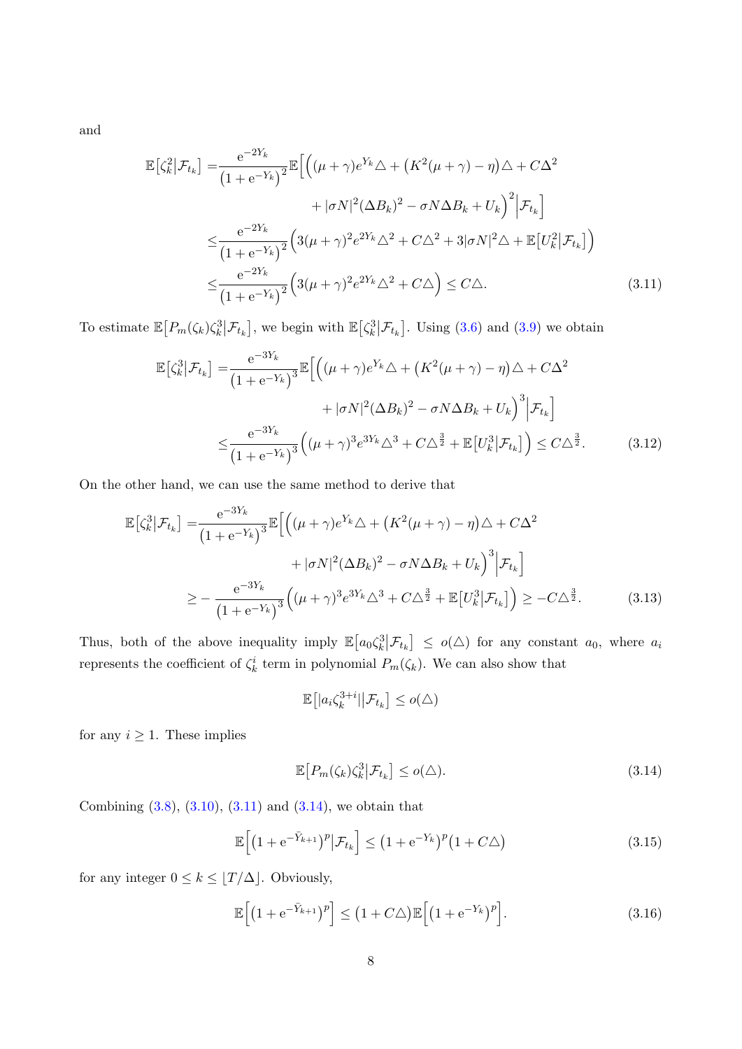and

$$
\begin{aligned}
\mathbb{E}\big[\zeta_k^2\big|\mathcal{F}_{t_k}\big] =& \frac{\mathrm{e}^{-2Y_k}}{\big(1+\mathrm{e}^{-Y_k}\big)^2}\mathbb{E}\Big[\Big((\mu+\gamma)e^{Y_k}\triangle + \big(K^2(\mu+\gamma)-\eta\big)\triangle + C\Delta^2 \\
&+ |\sigma N|^2(\Delta B_k)^2 - \sigma N\Delta B_k + U_k\Big)^2\Big|\mathcal{F}_{t_k}\Big] \\
\leq& \frac{\mathrm{e}^{-2Y_k}}{\big(1+\mathrm{e}^{-Y_k}\big)^2}\Big(3(\mu+\gamma)^2e^{2Y_k}\triangle^2 + C\triangle^2 + 3|\sigma N|^2\triangle + \mathbb{E}\big[U_k^2\big|\mathcal{F}_{t_k}\big]\Big) \\
\leq& \frac{\mathrm{e}^{-2Y_k}}{\big(1+\mathrm{e}^{-Y_k}\big)^2}\Big(3(\mu+\gamma)^2e^{2Y_k}\triangle^2 + C\triangle\Big) \leq C\triangle.
\end{aligned} \tag{3.11}
$$

To estimate $\mathbb{E}\big[P_m(\zeta_k)\zeta_k^3\big|\mathcal{F}_{t_k}\big]$, we begin with $\mathbb{E}\big[\zeta_k^3\big|\mathcal{F}_{t_k}\big]$. Using (3.6) and (3.9) we obtain

$$
\begin{aligned}
\mathbb{E}\big[\zeta_k^3\big|\mathcal{F}_{t_k}\big] =& \frac{\mathrm{e}^{-3Y_k}}{\big(1+\mathrm{e}^{-Y_k}\big)^3}\mathbb{E}\Big[\Big((\mu+\gamma)e^{Y_k}\triangle + \big(K^2(\mu+\gamma)-\eta\big)\triangle + C\Delta^2 \\
&+ |\sigma N|^2(\Delta B_k)^2 - \sigma N\Delta B_k + U_k\Big)^3\Big|\mathcal{F}_{t_k}\Big] \\
\leq& \frac{\mathrm{e}^{-3Y_k}}{\big(1+\mathrm{e}^{-Y_k}\big)^3}\Big((\mu+\gamma)^3e^{3Y_k}\triangle^3 + C\triangle^{\frac{3}{2}} + \mathbb{E}\big[U_k^3\big|\mathcal{F}_{t_k}\big]\Big) \leq C\triangle^{\frac{3}{2}}.
\end{aligned} \tag{3.12}
$$

On the other hand, we can use the same method to derive that

$$
\begin{aligned}
\mathbb{E}\big[\zeta_k^3\big|\mathcal{F}_{t_k}\big] =& \frac{\mathrm{e}^{-3Y_k}}{\big(1+\mathrm{e}^{-Y_k}\big)^3}\mathbb{E}\Big[\Big((\mu+\gamma)e^{Y_k}\triangle + \big(K^2(\mu+\gamma)-\eta\big)\triangle + C\Delta^2 \\
&+ |\sigma N|^2(\Delta B_k)^2 - \sigma N\Delta B_k + U_k\Big)^3\Big|\mathcal{F}_{t_k}\Big] \\
\geq& -\frac{\mathrm{e}^{-3Y_k}}{\big(1+\mathrm{e}^{-Y_k}\big)^3}\Big((\mu+\gamma)^3e^{3Y_k}\triangle^3 + C\triangle^{\frac{3}{2}} + \mathbb{E}\big[U_k^3\big|\mathcal{F}_{t_k}\big]\Big) \geq -C\triangle^{\frac{3}{2}}.
\end{aligned} \tag{3.13}
$$

Thus, both of the above inequality imply $\mathbb{E}\big[a_0\zeta_k^3\big|\mathcal{F}_{t_k}\big] \leq o(\triangle)$ for any constant $a_0$, where $a_i$ represents the coefficient of $\zeta_k^i$ term in polynomial $P_m(\zeta_k)$. We can also show that

$$
\mathbb{E}\big[|a_i\zeta_k^{3+i}|\big|\mathcal{F}_{t_k}\big] \leq o(\triangle)
$$

for any $i \geq 1$. These implies

$$
\mathbb{E}\big[P_m(\zeta_k)\zeta_k^3\big|\mathcal{F}_{t_k}\big] \leq o(\triangle). \tag{3.14}
$$

Combining (3.8), (3.10), (3.11) and (3.14), we obtain that

$$
\mathbb{E}\Big[\big(1+\mathrm{e}^{-\bar{Y}_{k+1}}\big)^p\Big|\mathcal{F}_{t_k}\Big] \leq \big(1+\mathrm{e}^{-Y_k}\big)^p\big(1+C\triangle\big) \tag{3.15}
$$

for any integer $0 \leq k \leq \lfloor T/\Delta \rfloor$. Obviously,

$$
\mathbb{E}\Big[\big(1+\mathrm{e}^{-\bar{Y}_{k+1}}\big)^p\Big] \leq \big(1+C\triangle\big)\mathbb{E}\Big[\big(1+\mathrm{e}^{-Y_k}\big)^p\Big]. \tag{3.16}
$$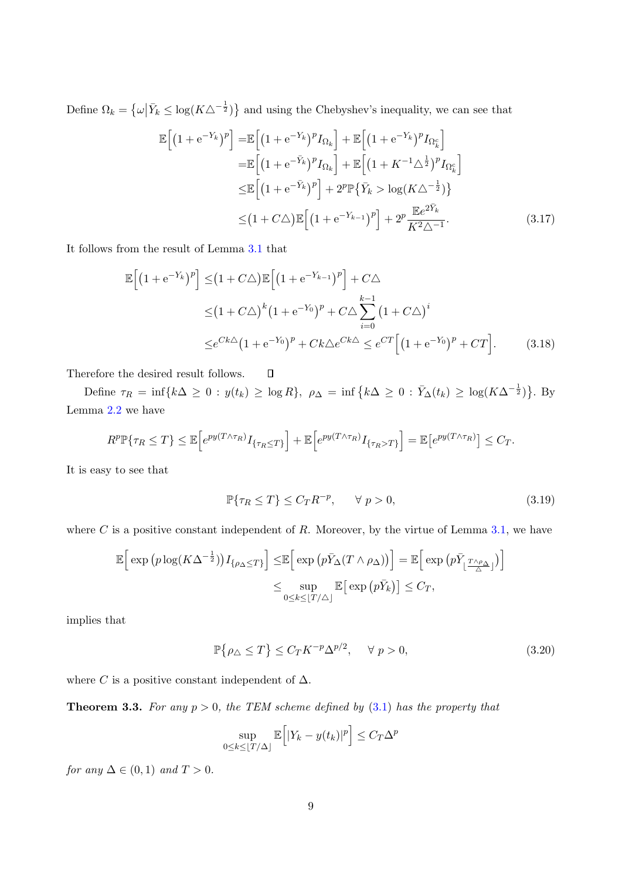Define $\Omega_k = \{\omega | \bar{Y}_k \le \log(K\triangle^{-\frac{1}{2}})\}$ and using the Chebyshev's inequality, we can see that

$$
\begin{aligned}
\mathbb{E}\Big[\big(1+\mathrm{e}^{-Y_k}\big)^p\Big] =& \mathbb{E}\Big[\big(1+\mathrm{e}^{-Y_k}\big)^p I_{\Omega_k}\Big] + \mathbb{E}\Big[\big(1+\mathrm{e}^{-Y_k}\big)^p I_{\Omega_k^c}\Big] \\
=& \mathbb{E}\Big[\big(1+\mathrm{e}^{-\bar{Y}_k}\big)^p I_{\Omega_k}\Big] + \mathbb{E}\Big[\big(1+K^{-1}\triangle^{\frac{1}{2}}\big)^p I_{\Omega_k^c}\Big] \\
\le& \mathbb{E}\Big[\big(1+\mathrm{e}^{-\bar{Y}_k}\big)^p\Big] + 2^p \mathbb{P}\{\bar{Y}_k > \log(K\triangle^{-\frac{1}{2}})\} \\
\le& \big(1+C\triangle\big)\mathbb{E}\Big[\big(1+\mathrm{e}^{-Y_{k-1}}\big)^p\Big] + 2^p \frac{\mathbb{E}e^{2\bar{Y}_k}}{K^2\triangle^{-1}}.
\end{aligned}
\tag{3.17}
$$

It follows from the result of Lemma 3.1 that

$$
\begin{aligned}
\mathbb{E}\Big[\big(1+\mathrm{e}^{-Y_k}\big)^p\Big] \le& \big(1+C\triangle\big)\mathbb{E}\Big[\big(1+\mathrm{e}^{-Y_{k-1}}\big)^p\Big] + C\triangle \\
\le& \big(1+C\triangle\big)^k\big(1+\mathrm{e}^{-Y_0}\big)^p + C\triangle\sum_{i=0}^{k-1}\big(1+C\triangle\big)^i \\
\le& e^{Ck\triangle}\big(1+\mathrm{e}^{-Y_0}\big)^p + Ck\triangle e^{Ck\triangle} \le e^{CT}\Big[\big(1+\mathrm{e}^{-Y_0}\big)^p + CT\Big].
\end{aligned}
\tag{3.18}
$$

Therefore the desired result follows. $\square$

Define $\tau_R = \inf\{k\Delta \ge 0 : y(t_k) \ge \log R\}$, $\rho_\Delta = \inf\{k\Delta \ge 0 : \bar{Y}_\Delta(t_k) \ge \log(K\Delta^{-\frac{1}{2}})\}$. By Lemma 2.2 we have

$$
R^p\mathbb{P}\{\tau_R \le T\} \le \mathbb{E}\Big[e^{py(T\wedge\tau_R)}I_{\{\tau_R\le T\}}\Big] + \mathbb{E}\Big[e^{py(T\wedge\tau_R)}I_{\{\tau_R> T\}}\Big] = \mathbb{E}\big[e^{py(T\wedge\tau_R)}\big] \le C_T.
$$

It is easy to see that

$$
\mathbb{P}\{\tau_R \le T\} \le C_T R^{-p}, \qquad \forall\ p>0,
\tag{3.19}
$$

where $C$ is a positive constant independent of $R$. Moreover, by the virtue of Lemma 3.1, we have

$$
\begin{aligned}
\mathbb{E}\Big[\exp\big(p\log(K\Delta^{-\frac{1}{2}})\big)I_{\{\rho_\Delta\le T\}}\Big] \le& \mathbb{E}\Big[\exp\big(p\bar{Y}_\Delta(T\wedge\rho_\Delta)\big)\Big] = \mathbb{E}\Big[\exp\big(p\bar{Y}_{\lfloor\frac{T\wedge\rho_\Delta}{\triangle}\rfloor}\big)\Big] \\
\le& \sup_{0\le k\le\lfloor T/\triangle\rfloor}\mathbb{E}\big[\exp\big(p\bar{Y}_k\big)\big] \le C_T,
\end{aligned}
$$

implies that

$$
\mathbb{P}\big\{\rho_\triangle \le T\big\} \le C_T K^{-p}\Delta^{p/2}, \qquad \forall\ p>0,
\tag{3.20}
$$

where $C$ is a positive constant independent of $\Delta$.

**Theorem 3.3.** *For any $p>0$, the TEM scheme defined by (3.1) has the property that*

$$
\sup_{0\le k\le\lfloor T/\Delta\rfloor}\mathbb{E}\Big[\big|Y_k - y(t_k)\big|^p\Big] \le C_T\Delta^p
$$

*for any $\Delta\in(0,1)$ and $T>0$.*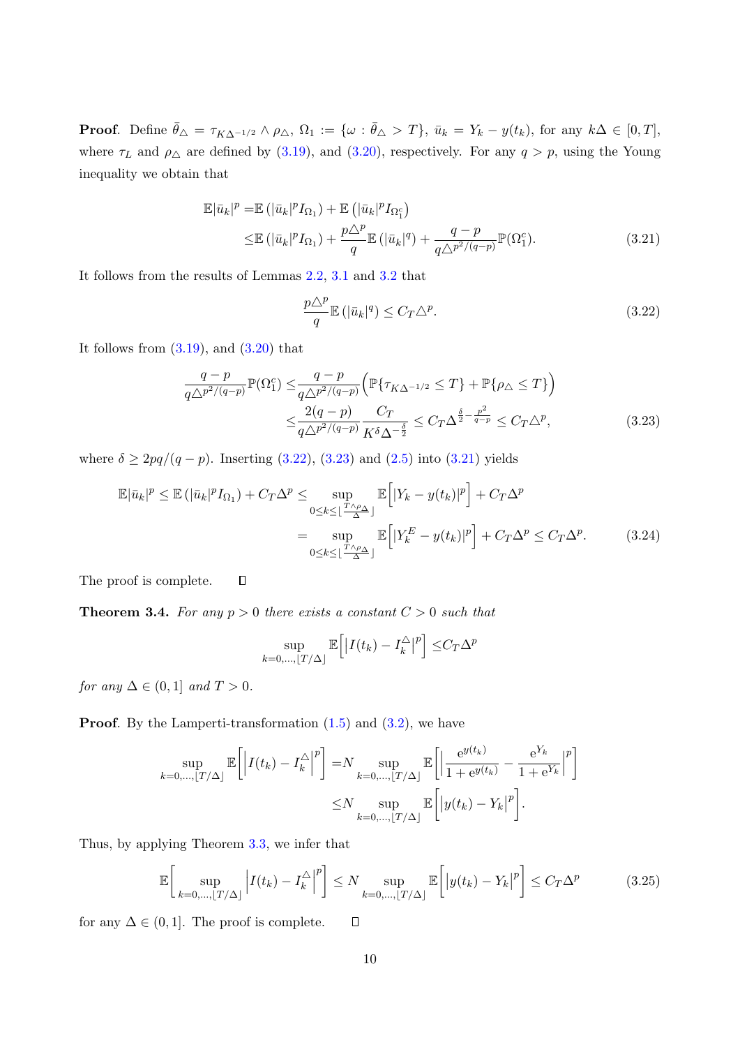**Proof**. Define $\bar{\theta}_\triangle = \tau_{K\Delta^{-1/2}} \wedge \rho_\triangle$, $\Omega_1 := \{\omega : \bar{\theta}_\triangle > T\}$, $\bar{u}_k = Y_k - y(t_k)$, for any $k\Delta \in [0,T]$, where $\tau_L$ and $\rho_\triangle$ are defined by (3.19), and (3.20), respectively. For any $q > p$, using the Young inequality we obtain that

$$
\begin{aligned}
\mathbb{E}|\bar{u}_k|^p =& \mathbb{E}\left(|\bar{u}_k|^p I_{\Omega_1}\right) + \mathbb{E}\left(|\bar{u}_k|^p I_{\Omega_1^c}\right) \\
\leq& \mathbb{E}\left(|\bar{u}_k|^p I_{\Omega_1}\right) + \frac{p\triangle^p}{q}\mathbb{E}\left(|\bar{u}_k|^q\right) + \frac{q-p}{q\triangle^{p^2/(q-p)}}\mathbb{P}(\Omega_1^c).
\end{aligned} \tag{3.21}
$$

It follows from the results of Lemmas 2.2, 3.1 and 3.2 that

$$
\frac{p\triangle^p}{q}\mathbb{E}\left(|\bar{u}_k|^q\right) \leq C_T\triangle^p. \tag{3.22}
$$

It follows from (3.19), and (3.20) that

$$
\begin{aligned}
\frac{q-p}{q\triangle^{p^2/(q-p)}}\mathbb{P}(\Omega_1^c) \leq& \frac{q-p}{q\triangle^{p^2/(q-p)}}\Big(\mathbb{P}\{\tau_{K\Delta^{-1/2}} \leq T\} + \mathbb{P}\{\rho_\triangle \leq T\}\Big) \\
\leq& \frac{2(q-p)}{q\triangle^{p^2/(q-p)}}\frac{C_T}{K^\delta \Delta^{-\frac{\delta}{2}}} \leq C_T\Delta^{\frac{\delta}{2}-\frac{p^2}{q-p}} \leq C_T\triangle^p,
\end{aligned} \tag{3.23}
$$

where $\delta \geq 2pq/(q-p)$. Inserting (3.22), (3.23) and (2.5) into (3.21) yields

$$
\begin{aligned}
\mathbb{E}|\bar{u}_k|^p \leq \mathbb{E}\left(|\bar{u}_k|^p I_{\Omega_1}\right) + C_T\Delta^p \leq& \sup_{0\leq k\leq \lfloor\frac{T\wedge\rho_\Delta}{\Delta}\rfloor} \mathbb{E}\Big[|Y_k - y(t_k)|^p\Big] + C_T\Delta^p \\
=& \sup_{0\leq k\leq \lfloor\frac{T\wedge\rho_\Delta}{\Delta}\rfloor} \mathbb{E}\Big[|Y_k^E - y(t_k)|^p\Big] + C_T\Delta^p \leq C_T\Delta^p.
\end{aligned} \tag{3.24}
$$

The proof is complete. □

**Theorem 3.4.** *For any $p > 0$ there exists a constant $C > 0$ such that*

$$
\sup_{k=0,\ldots,\lfloor T/\Delta\rfloor} \mathbb{E}\Big[\Big|I(t_k) - I_k^\triangle\Big|^p\Big] \leq C_T\Delta^p
$$

*for any $\Delta \in (0,1]$ and $T > 0$.*

**Proof**. By the Lamperti-transformation (1.5) and (3.2), we have

$$
\begin{aligned}
\sup_{k=0,\ldots,\lfloor T/\Delta\rfloor} \mathbb{E}\Big[\Big|I(t_k) - I_k^\triangle\Big|^p\Big] =& N \sup_{k=0,\ldots,\lfloor T/\Delta\rfloor} \mathbb{E}\Big[\Big|\frac{e^{y(t_k)}}{1+e^{y(t_k)}} - \frac{e^{Y_k}}{1+e^{Y_k}}\Big|^p\Big] \\
\leq& N \sup_{k=0,\ldots,\lfloor T/\Delta\rfloor} \mathbb{E}\Big[\Big|y(t_k) - Y_k\Big|^p\Big].
\end{aligned}
$$

Thus, by applying Theorem 3.3, we infer that

$$
\mathbb{E}\Big[\sup_{k=0,\ldots,\lfloor T/\Delta\rfloor} \Big|I(t_k) - I_k^\triangle\Big|^p\Big] \leq N \sup_{k=0,\ldots,\lfloor T/\Delta\rfloor} \mathbb{E}\Big[\Big|y(t_k) - Y_k\Big|^p\Big] \leq C_T\Delta^p \tag{3.25}
$$

for any $\Delta \in (0,1]$. The proof is complete. □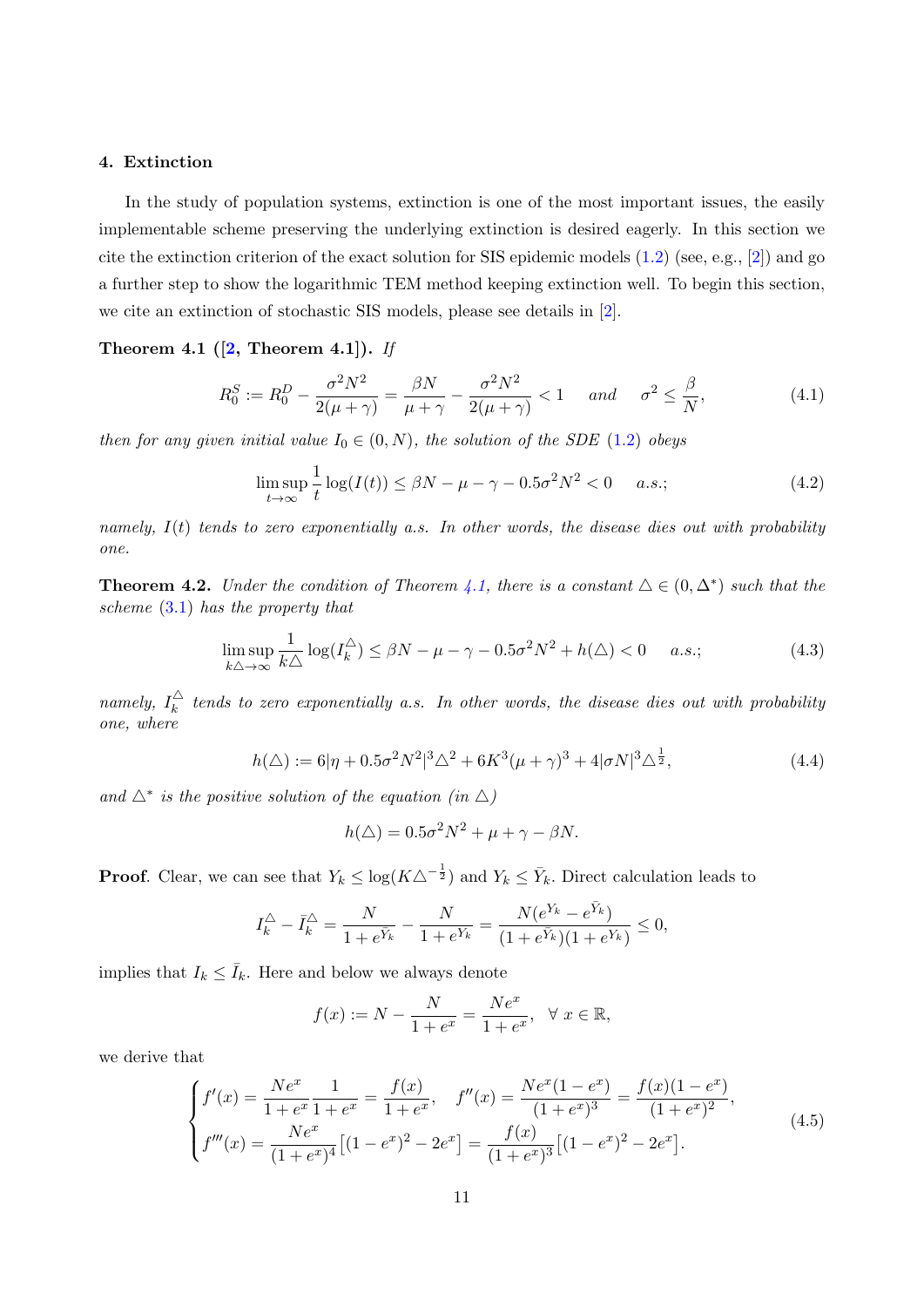## 4. Extinction

In the study of population systems, extinction is one of the most important issues, the easily implementable scheme preserving the underlying extinction is desired eagerly. In this section we cite the extinction criterion of the exact solution for SIS epidemic models (1.2) (see, e.g., [2]) and go a further step to show the logarithmic TEM method keeping extinction well. To begin this section, we cite an extinction of stochastic SIS models, please see details in [2].

**Theorem 4.1 ([2, Theorem 4.1]).** *If*

$$R_0^S := R_0^D - \frac{\sigma^2 N^2}{2(\mu+\gamma)} = \frac{\beta N}{\mu+\gamma} - \frac{\sigma^2 N^2}{2(\mu+\gamma)} < 1 \quad \text{and} \quad \sigma^2 \le \frac{\beta}{N}, \tag{4.1}$$

*then for any given initial value $I_0 \in (0, N)$, the solution of the SDE (1.2) obeys*

$$\limsup_{t\to\infty} \frac{1}{t}\log(I(t)) \le \beta N - \mu - \gamma - 0.5\sigma^2 N^2 < 0 \quad a.s.; \tag{4.2}$$

*namely, $I(t)$ tends to zero exponentially a.s. In other words, the disease dies out with probability one.*

**Theorem 4.2.** *Under the condition of Theorem 4.1, there is a constant $\triangle \in (0, \Delta^*)$ such that the scheme (3.1) has the property that*

$$\limsup_{k\triangle\to\infty} \frac{1}{k\triangle}\log(I_k^{\triangle}) \le \beta N - \mu - \gamma - 0.5\sigma^2 N^2 + h(\triangle) < 0 \quad a.s.; \tag{4.3}$$

*namely, $I_k^{\triangle}$ tends to zero exponentially a.s. In other words, the disease dies out with probability one, where*

$$h(\triangle) := 6|\eta + 0.5\sigma^2 N^2|^3 \triangle^2 + 6K^3(\mu+\gamma)^3 + 4|\sigma N|^3 \triangle^{\frac{1}{2}}, \tag{4.4}$$

*and $\triangle^*$ is the positive solution of the equation (in $\triangle$)*

$$h(\triangle) = 0.5\sigma^2 N^2 + \mu + \gamma - \beta N.$$

**Proof**. Clear, we can see that $Y_k \le \log(K\triangle^{-\frac{1}{2}})$ and $Y_k \le \bar{Y}_k$. Direct calculation leads to

$$I_k^{\triangle} - \bar{I}_k^{\triangle} = \frac{N}{1+e^{\bar{Y}_k}} - \frac{N}{1+e^{Y_k}} = \frac{N(e^{Y_k} - e^{\bar{Y}_k})}{(1+e^{\bar{Y}_k})(1+e^{Y_k})} \le 0,$$

implies that $I_k \le \bar{I}_k$. Here and below we always denote

$$f(x) := N - \frac{N}{1+e^x} = \frac{Ne^x}{1+e^x}, \quad \forall\, x \in \mathbb{R},$$

we derive that

$$\begin{cases} f'(x) = \dfrac{Ne^x}{1+e^x}\dfrac{1}{1+e^x} = \dfrac{f(x)}{1+e^x}, \quad f''(x) = \dfrac{Ne^x(1-e^x)}{(1+e^x)^3} = \dfrac{f(x)(1-e^x)}{(1+e^x)^2}, \\ f'''(x) = \dfrac{Ne^x}{(1+e^x)^4}\big[(1-e^x)^2 - 2e^x\big] = \dfrac{f(x)}{(1+e^x)^3}\big[(1-e^x)^2 - 2e^x\big]. \end{cases} \tag{4.5}$$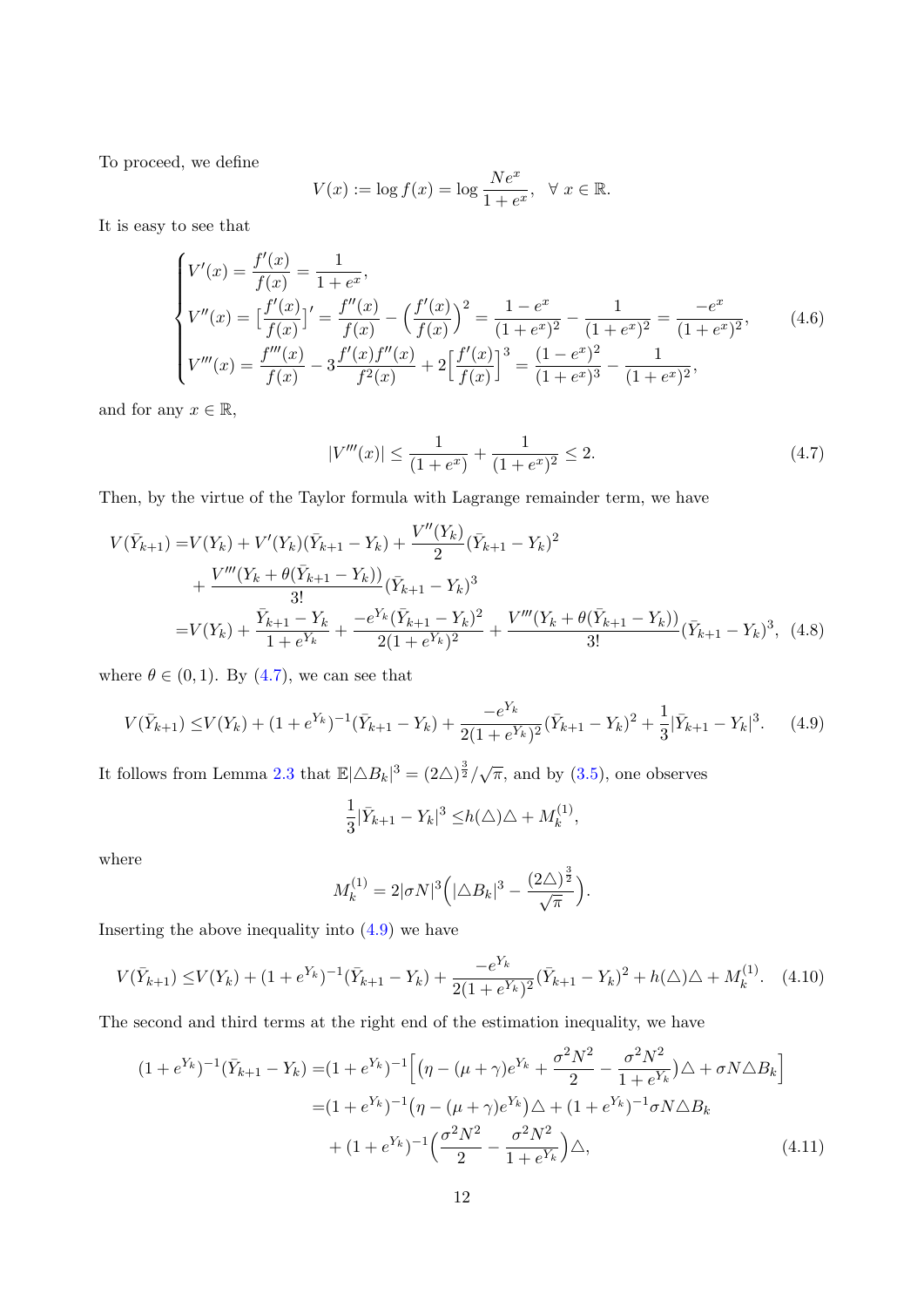To proceed, we define

$$V(x) := \log f(x) = \log \frac{Ne^x}{1+e^x}, \quad \forall\ x \in \mathbb{R}.$$

It is easy to see that

$$\begin{cases} V'(x) = \dfrac{f'(x)}{f(x)} = \dfrac{1}{1+e^x}, \\ V''(x) = \Big[\dfrac{f'(x)}{f(x)}\Big]' = \dfrac{f''(x)}{f(x)} - \Big(\dfrac{f'(x)}{f(x)}\Big)^2 = \dfrac{1-e^x}{(1+e^x)^2} - \dfrac{1}{(1+e^x)^2} = \dfrac{-e^x}{(1+e^x)^2}, \\ V'''(x) = \dfrac{f'''(x)}{f(x)} - 3\dfrac{f'(x)f''(x)}{f^2(x)} + 2\Big[\dfrac{f'(x)}{f(x)}\Big]^3 = \dfrac{(1-e^x)^2}{(1+e^x)^3} - \dfrac{1}{(1+e^x)^2}, \end{cases} \tag{4.6}$$

and for any $x \in \mathbb{R}$,

$$|V'''(x)| \leq \frac{1}{(1+e^x)} + \frac{1}{(1+e^x)^2} \leq 2. \tag{4.7}$$

Then, by the virtue of the Taylor formula with Lagrange remainder term, we have

$$\begin{aligned} V(\bar{Y}_{k+1}) =& V(Y_k) + V'(Y_k)(\bar{Y}_{k+1} - Y_k) + \frac{V''(Y_k)}{2}(\bar{Y}_{k+1} - Y_k)^2 \\ &+ \frac{V'''(Y_k + \theta(\bar{Y}_{k+1} - Y_k))}{3!}(\bar{Y}_{k+1} - Y_k)^3 \\ =& V(Y_k) + \frac{\bar{Y}_{k+1} - Y_k}{1+e^{Y_k}} + \frac{-e^{Y_k}(\bar{Y}_{k+1} - Y_k)^2}{2(1+e^{Y_k})^2} + \frac{V'''(Y_k + \theta(\bar{Y}_{k+1} - Y_k))}{3!}(\bar{Y}_{k+1} - Y_k)^3, \end{aligned} \tag{4.8}$$

where $\theta \in (0,1)$. By (4.7), we can see that

$$V(\bar{Y}_{k+1}) \leq V(Y_k) + (1+e^{Y_k})^{-1}(\bar{Y}_{k+1} - Y_k) + \frac{-e^{Y_k}}{2(1+e^{Y_k})^2}(\bar{Y}_{k+1} - Y_k)^2 + \frac{1}{3}|\bar{Y}_{k+1} - Y_k|^3. \tag{4.9}$$

It follows from Lemma 2.3 that $\mathbb{E}|\triangle B_k|^3 = (2\triangle)^{\frac{3}{2}}/\sqrt{\pi}$, and by (3.5), one observes

$$\frac{1}{3}|\bar{Y}_{k+1} - Y_k|^3 \leq h(\triangle)\triangle + M_k^{(1)},$$

where

$$M_k^{(1)} = 2|\sigma N|^3\Big(|\triangle B_k|^3 - \frac{(2\triangle)^{\frac{3}{2}}}{\sqrt{\pi}}\Big).$$

Inserting the above inequality into (4.9) we have

$$V(\bar{Y}_{k+1}) \leq V(Y_k) + (1+e^{Y_k})^{-1}(\bar{Y}_{k+1} - Y_k) + \frac{-e^{Y_k}}{2(1+e^{Y_k})^2}(\bar{Y}_{k+1} - Y_k)^2 + h(\triangle)\triangle + M_k^{(1)}. \tag{4.10}$$

The second and third terms at the right end of the estimation inequality, we have

$$\begin{aligned} (1+e^{Y_k})^{-1}(\bar{Y}_{k+1} - Y_k) =& (1+e^{Y_k})^{-1}\Big[\big(\eta - (\mu+\gamma)e^{Y_k} + \frac{\sigma^2N^2}{2} - \frac{\sigma^2N^2}{1+e^{Y_k}}\big)\triangle + \sigma N \triangle B_k\Big] \\ =& (1+e^{Y_k})^{-1}\big(\eta - (\mu+\gamma)e^{Y_k}\big)\triangle + (1+e^{Y_k})^{-1}\sigma N \triangle B_k \\ &+ (1+e^{Y_k})^{-1}\Big(\frac{\sigma^2N^2}{2} - \frac{\sigma^2N^2}{1+e^{Y_k}}\Big)\triangle, \end{aligned} \tag{4.11}$$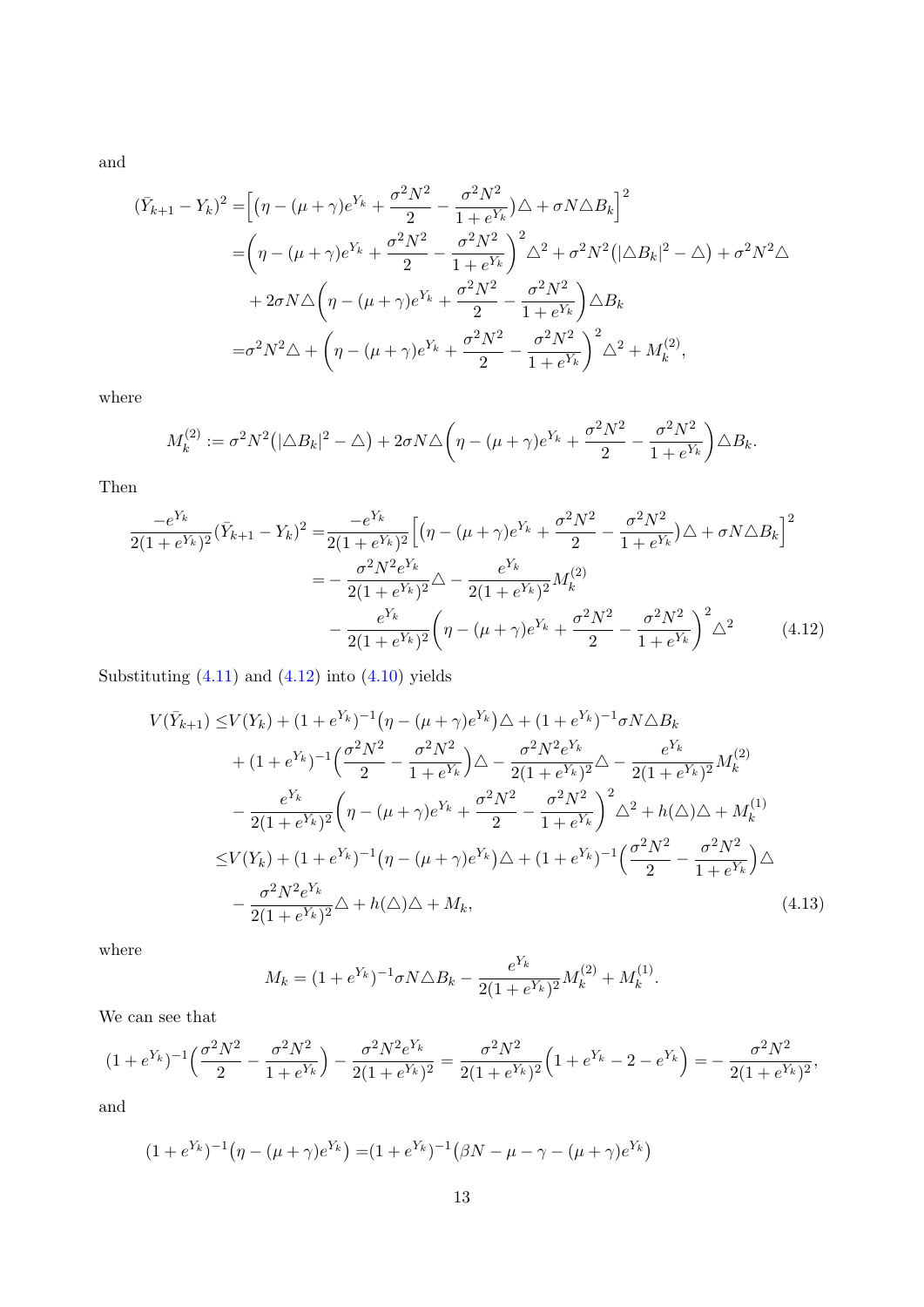and

$$
\begin{aligned}
(\bar{Y}_{k+1}-Y_k)^2 =&\Big[\big(\eta-(\mu+\gamma)e^{Y_k}+\frac{\sigma^2N^2}{2}-\frac{\sigma^2N^2}{1+e^{Y_k}}\big)\triangle+\sigma N\triangle B_k\Big]^2\\
=&\bigg(\eta-(\mu+\gamma)e^{Y_k}+\frac{\sigma^2N^2}{2}-\frac{\sigma^2N^2}{1+e^{Y_k}}\bigg)^2\triangle^2+\sigma^2N^2\big(|\triangle B_k|^2-\triangle\big)+\sigma^2N^2\triangle\\
&+2\sigma N\triangle\bigg(\eta-(\mu+\gamma)e^{Y_k}+\frac{\sigma^2N^2}{2}-\frac{\sigma^2N^2}{1+e^{Y_k}}\bigg)\triangle B_k\\
=&\sigma^2N^2\triangle+\bigg(\eta-(\mu+\gamma)e^{Y_k}+\frac{\sigma^2N^2}{2}-\frac{\sigma^2N^2}{1+e^{Y_k}}\bigg)^2\triangle^2+M_k^{(2)},
\end{aligned}
$$

where

$$
M_k^{(2)}:=\sigma^2N^2\big(|\triangle B_k|^2-\triangle\big)+2\sigma N\triangle\bigg(\eta-(\mu+\gamma)e^{Y_k}+\frac{\sigma^2N^2}{2}-\frac{\sigma^2N^2}{1+e^{Y_k}}\bigg)\triangle B_k.
$$

Then

$$
\begin{aligned}
\frac{-e^{Y_k}}{2(1+e^{Y_k})^2}(\bar{Y}_{k+1}-Y_k)^2 =&\frac{-e^{Y_k}}{2(1+e^{Y_k})^2}\Big[\big(\eta-(\mu+\gamma)e^{Y_k}+\frac{\sigma^2N^2}{2}-\frac{\sigma^2N^2}{1+e^{Y_k}}\big)\triangle+\sigma N\triangle B_k\Big]^2\\
=&-\frac{\sigma^2N^2e^{Y_k}}{2(1+e^{Y_k})^2}\triangle-\frac{e^{Y_k}}{2(1+e^{Y_k})^2}M_k^{(2)}\\
&-\frac{e^{Y_k}}{2(1+e^{Y_k})^2}\bigg(\eta-(\mu+\gamma)e^{Y_k}+\frac{\sigma^2N^2}{2}-\frac{\sigma^2N^2}{1+e^{Y_k}}\bigg)^2\triangle^2 \qquad (4.12)
\end{aligned}
$$

Substituting (4.11) and (4.12) into (4.10) yields

$$
\begin{aligned}
V(\bar{Y}_{k+1}) \le& V(Y_k)+(1+e^{Y_k})^{-1}\big(\eta-(\mu+\gamma)e^{Y_k}\big)\triangle+(1+e^{Y_k})^{-1}\sigma N\triangle B_k\\
&+(1+e^{Y_k})^{-1}\Big(\frac{\sigma^2N^2}{2}-\frac{\sigma^2N^2}{1+e^{Y_k}}\Big)\triangle-\frac{\sigma^2N^2e^{Y_k}}{2(1+e^{Y_k})^2}\triangle-\frac{e^{Y_k}}{2(1+e^{Y_k})^2}M_k^{(2)}\\
&-\frac{e^{Y_k}}{2(1+e^{Y_k})^2}\bigg(\eta-(\mu+\gamma)e^{Y_k}+\frac{\sigma^2N^2}{2}-\frac{\sigma^2N^2}{1+e^{Y_k}}\bigg)^2\triangle^2+h(\triangle)\triangle+M_k^{(1)}\\
\le& V(Y_k)+(1+e^{Y_k})^{-1}\big(\eta-(\mu+\gamma)e^{Y_k}\big)\triangle+(1+e^{Y_k})^{-1}\Big(\frac{\sigma^2N^2}{2}-\frac{\sigma^2N^2}{1+e^{Y_k}}\Big)\triangle\\
&-\frac{\sigma^2N^2e^{Y_k}}{2(1+e^{Y_k})^2}\triangle+h(\triangle)\triangle+M_k, \qquad (4.13)
\end{aligned}
$$

where

$$
M_k=(1+e^{Y_k})^{-1}\sigma N\triangle B_k-\frac{e^{Y_k}}{2(1+e^{Y_k})^2}M_k^{(2)}+M_k^{(1)}.
$$

We can see that

$$
(1+e^{Y_k})^{-1}\Big(\frac{\sigma^2N^2}{2}-\frac{\sigma^2N^2}{1+e^{Y_k}}\Big)-\frac{\sigma^2N^2e^{Y_k}}{2(1+e^{Y_k})^2}=\frac{\sigma^2N^2}{2(1+e^{Y_k})^2}\Big(1+e^{Y_k}-2-e^{Y_k}\Big)=-\frac{\sigma^2N^2}{2(1+e^{Y_k})^2},
$$

and

$$
(1+e^{Y_k})^{-1}\big(\eta-(\mu+\gamma)e^{Y_k}\big)=(1+e^{Y_k})^{-1}\big(\beta N-\mu-\gamma-(\mu+\gamma)e^{Y_k}\big)
$$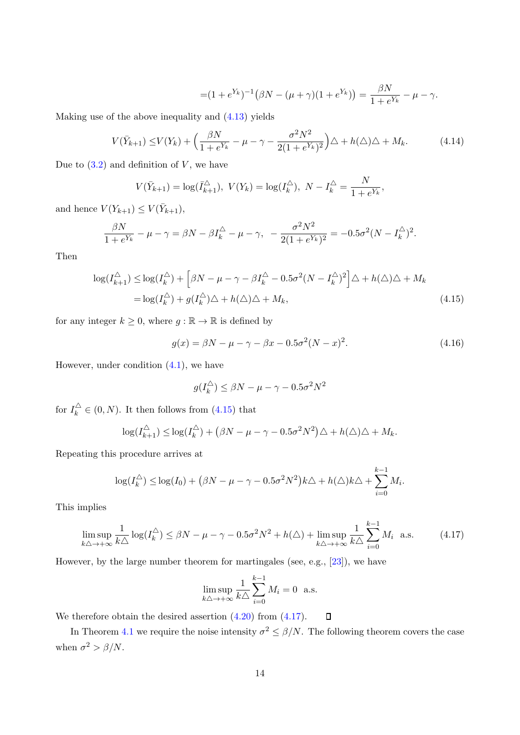$$=(1+e^{Y_k})^{-1}\big(\beta N-(\mu+\gamma)(1+e^{Y_k})\big)=\frac{\beta N}{1+e^{Y_k}}-\mu-\gamma.$$

Making use of the above inequality and (4.13) yields

$$V(\bar{Y}_{k+1})\le V(Y_k)+\Big(\frac{\beta N}{1+e^{Y_k}}-\mu-\gamma-\frac{\sigma^2N^2}{2(1+e^{Y_k})^2}\Big)\triangle+h(\triangle)\triangle+M_k. \tag{4.14}$$

Due to (3.2) and definition of $V$, we have

$$V(\bar{Y}_{k+1})=\log(\bar{I}^{\triangle}_{k+1}),\ V(Y_k)=\log(I^{\triangle}_k),\ N-I^{\triangle}_k=\frac{N}{1+e^{Y_k}},$$

and hence $V(Y_{k+1})\le V(\bar{Y}_{k+1})$,

$$\frac{\beta N}{1+e^{Y_k}}-\mu-\gamma=\beta N-\beta I^{\triangle}_k-\mu-\gamma,\ \ -\frac{\sigma^2N^2}{2(1+e^{Y_k})^2}=-0.5\sigma^2(N-I^{\triangle}_k)^2.$$

Then

$$\begin{aligned}\log(I^{\triangle}_{k+1})\le&\log(I^{\triangle}_k)+\Big[\beta N-\mu-\gamma-\beta I^{\triangle}_k-0.5\sigma^2(N-I^{\triangle}_k)^2\Big]\triangle+h(\triangle)\triangle+M_k\\=&\log(I^{\triangle}_k)+g(I^{\triangle}_k)\triangle+h(\triangle)\triangle+M_k,\end{aligned}\tag{4.15}$$

for any integer $k\ge 0$, where $g:\mathbb{R}\to\mathbb{R}$ is defined by

$$g(x)=\beta N-\mu-\gamma-\beta x-0.5\sigma^2(N-x)^2. \tag{4.16}$$

However, under condition (4.1), we have

$$g(I^{\triangle}_k)\le\beta N-\mu-\gamma-0.5\sigma^2N^2$$

for $I^{\triangle}_k\in(0,N)$. It then follows from (4.15) that

$$\log(I^{\triangle}_{k+1})\le\log(I^{\triangle}_k)+\big(\beta N-\mu-\gamma-0.5\sigma^2N^2\big)\triangle+h(\triangle)\triangle+M_k.$$

Repeating this procedure arrives at

$$\log(I^{\triangle}_k)\le\log(I_0)+\big(\beta N-\mu-\gamma-0.5\sigma^2N^2\big)k\triangle+h(\triangle)k\triangle+\sum_{i=0}^{k-1}M_i.$$

This implies

$$\limsup_{k\triangle\to+\infty}\frac{1}{k\triangle}\log(I^{\triangle}_k)\le\beta N-\mu-\gamma-0.5\sigma^2N^2+h(\triangle)+\limsup_{k\triangle\to+\infty}\frac{1}{k\triangle}\sum_{i=0}^{k-1}M_i\ \ \text{a.s.} \tag{4.17}$$

However, by the large number theorem for martingales (see, e.g., [23]), we have

$$\limsup_{k\triangle\to+\infty}\frac{1}{k\triangle}\sum_{i=0}^{k-1}M_i=0\ \ \text{a.s.}$$

We therefore obtain the desired assertion (4.20) from (4.17). □

In Theorem 4.1 we require the noise intensity $\sigma^2\le\beta/N$. The following theorem covers the case when $\sigma^2>\beta/N$.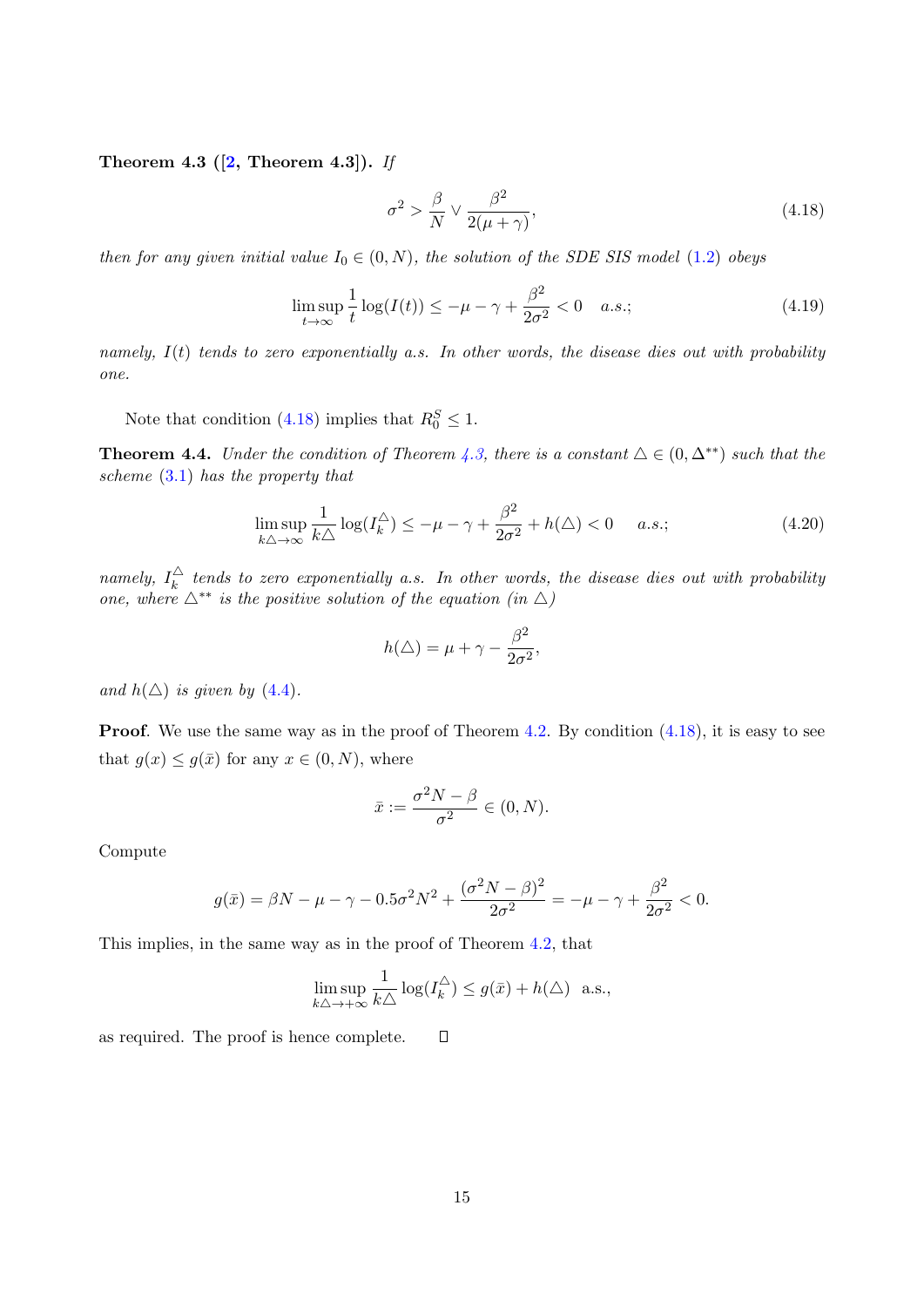**Theorem 4.3 ([2, Theorem 4.3]).** *If*

$$\sigma^2 > \frac{\beta}{N} \vee \frac{\beta^2}{2(\mu+\gamma)}, \tag{4.18}$$

*then for any given initial value $I_0 \in (0, N)$, the solution of the SDE SIS model (1.2) obeys*

$$\limsup_{t\to\infty} \frac{1}{t}\log(I(t)) \le -\mu - \gamma + \frac{\beta^2}{2\sigma^2} < 0 \quad a.s.; \tag{4.19}$$

*namely, $I(t)$ tends to zero exponentially a.s. In other words, the disease dies out with probability one.*

Note that condition (4.18) implies that $R_0^S \le 1$.

**Theorem 4.4.** *Under the condition of Theorem 4.3, there is a constant $\triangle \in (0, \Delta^{**})$ such that the scheme (3.1) has the property that*

$$\limsup_{k\triangle\to\infty} \frac{1}{k\triangle}\log(I_k^{\triangle}) \le -\mu - \gamma + \frac{\beta^2}{2\sigma^2} + h(\triangle) < 0 \quad a.s.; \tag{4.20}$$

*namely, $I_k^{\triangle}$ tends to zero exponentially a.s. In other words, the disease dies out with probability one, where $\triangle^{**}$ is the positive solution of the equation (in $\triangle$)*

$$h(\triangle) = \mu + \gamma - \frac{\beta^2}{2\sigma^2},$$

*and $h(\triangle)$ is given by (4.4).*

**Proof**. We use the same way as in the proof of Theorem 4.2. By condition (4.18), it is easy to see that $g(x) \le g(\bar{x})$ for any $x \in (0, N)$, where

$$\bar{x} := \frac{\sigma^2 N - \beta}{\sigma^2} \in (0, N).$$

Compute

$$g(\bar{x}) = \beta N - \mu - \gamma - 0.5\sigma^2 N^2 + \frac{(\sigma^2 N - \beta)^2}{2\sigma^2} = -\mu - \gamma + \frac{\beta^2}{2\sigma^2} < 0.$$

This implies, in the same way as in the proof of Theorem 4.2, that

$$\limsup_{k\triangle\to+\infty} \frac{1}{k\triangle}\log(I_k^{\triangle}) \le g(\bar{x}) + h(\triangle) \ \text{ a.s.},$$

as required. The proof is hence complete. $\square$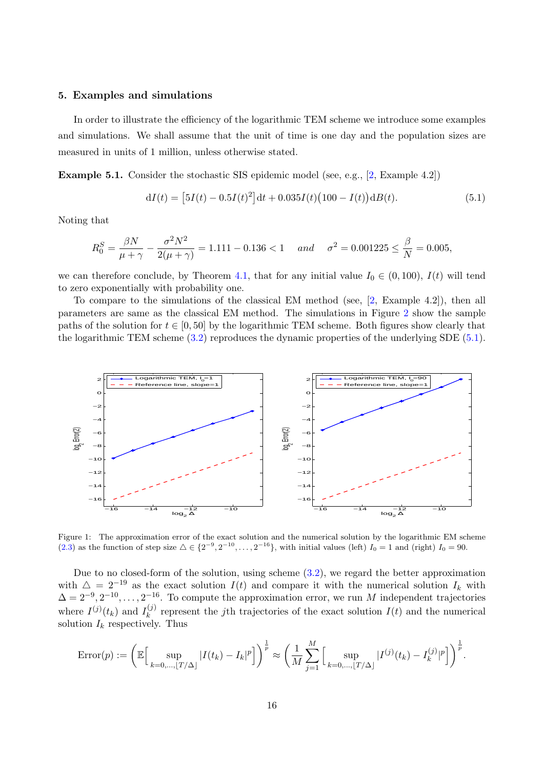## 5. Examples and simulations

In order to illustrate the efficiency of the logarithmic TEM scheme we introduce some examples and simulations. We shall assume that the unit of time is one day and the population sizes are measured in units of 1 million, unless otherwise stated.

**Example 5.1.** Consider the stochastic SIS epidemic model (see, e.g., [2, Example 4.2])

$$\mathrm{d}I(t) = \big[5I(t) - 0.5I(t)^2\big]\,\mathrm{d}t + 0.035I(t)\big(100 - I(t)\big)\,\mathrm{d}B(t). \tag{5.1}$$

Noting that

$$R_0^S = \frac{\beta N}{\mu+\gamma} - \frac{\sigma^2 N^2}{2(\mu+\gamma)} = 1.111 - 0.136 < 1 \quad \textit{and} \quad \sigma^2 = 0.001225 \le \frac{\beta}{N} = 0.005,$$

we can therefore conclude, by Theorem 4.1, that for any initial value $I_0 \in (0, 100)$, $I(t)$ will tend to zero exponentially with probability one.

To compare to the simulations of the classical EM method (see, [2, Example 4.2]), then all parameters are same as the classical EM method. The simulations in Figure 2 show the sample paths of the solution for $t \in [0, 50]$ by the logarithmic TEM scheme. Both figures show clearly that the logarithmic TEM scheme (3.2) reproduces the dynamic properties of the underlying SDE (5.1).

Figure 1: The approximation error of the exact solution and the numerical solution by the logarithmic EM scheme (2.3) as the function of step size $\triangle \in \{2^{-9}, 2^{-10}, \ldots, 2^{-16}\}$, with initial values (left) $I_0 = 1$ and (right) $I_0 = 90$.

Due to no closed-form of the solution, using scheme (3.2), we regard the better approximation with $\triangle = 2^{-19}$ as the exact solution $I(t)$ and compare it with the numerical solution $I_k$ with $\Delta = 2^{-9}, 2^{-10}, \ldots, 2^{-16}$. To compute the approximation error, we run $M$ independent trajectories where $I^{(j)}(t_k)$ and $I_k^{(j)}$ represent the $j$th trajectories of the exact solution $I(t)$ and the numerical solution $I_k$ respectively. Thus

$$\text{Error}(p) := \left(\mathbb{E}\Big[\sup_{k=0,\ldots,\lfloor T/\Delta\rfloor} |I(t_k) - I_k|^p\Big]\right)^{\frac{1}{p}} \approx \left(\frac{1}{M}\sum_{j=1}^{M}\Big[\sup_{k=0,\ldots,\lfloor T/\Delta\rfloor} |I^{(j)}(t_k) - I_k^{(j)}|^p\Big]\right)^{\frac{1}{p}}.$$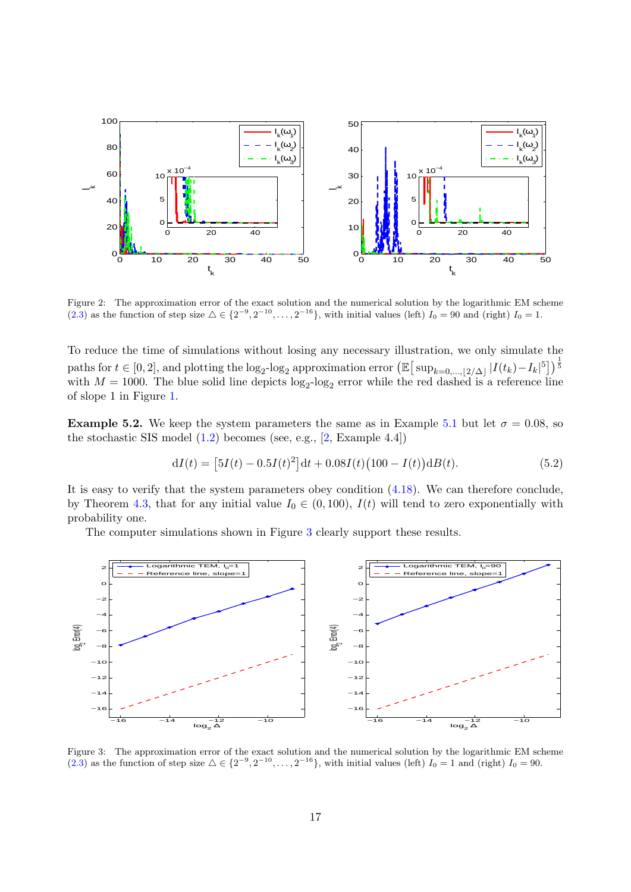Figure 2: The approximation error of the exact solution and the numerical solution by the logarithmic EM scheme (2.3) as the function of step size $\triangle \in \{2^{-9}, 2^{-10}, \dots, 2^{-16}\}$, with initial values (left) $I_0 = 90$ and (right) $I_0 = 1$.

To reduce the time of simulations without losing any necessary illustration, we only simulate the paths for $t \in [0, 2]$, and plotting the $\log_2$-$\log_2$ approximation error $\left(\mathbb{E}\left[\sup_{k=0,\dots,\lfloor 2/\Delta \rfloor} |I(t_k) - I_k|^5\right]\right)^{\frac{1}{5}}$ with $M = 1000$. The blue solid line depicts $\log_2$-$\log_2$ error while the red dashed is a reference line of slope 1 in Figure 1.

**Example 5.2.** We keep the system parameters the same as in Example 5.1 but let $\sigma = 0.08$, so the stochastic SIS model (1.2) becomes (see, e.g., [2, Example 4.4])

$$\mathrm{d}I(t) = \left[5I(t) - 0.5I(t)^2\right]\mathrm{d}t + 0.08I(t)\big(100 - I(t)\big)\mathrm{d}B(t). \tag{5.2}$$

It is easy to verify that the system parameters obey condition (4.18). We can therefore conclude, by Theorem 4.3, that for any initial value $I_0 \in (0, 100)$, $I(t)$ will tend to zero exponentially with probability one.

The computer simulations shown in Figure 3 clearly support these results.

Figure 3: The approximation error of the exact solution and the numerical solution by the logarithmic EM scheme (2.3) as the function of step size $\triangle \in \{2^{-9}, 2^{-10}, \dots, 2^{-16}\}$, with initial values (left) $I_0 = 1$ and (right) $I_0 = 90$.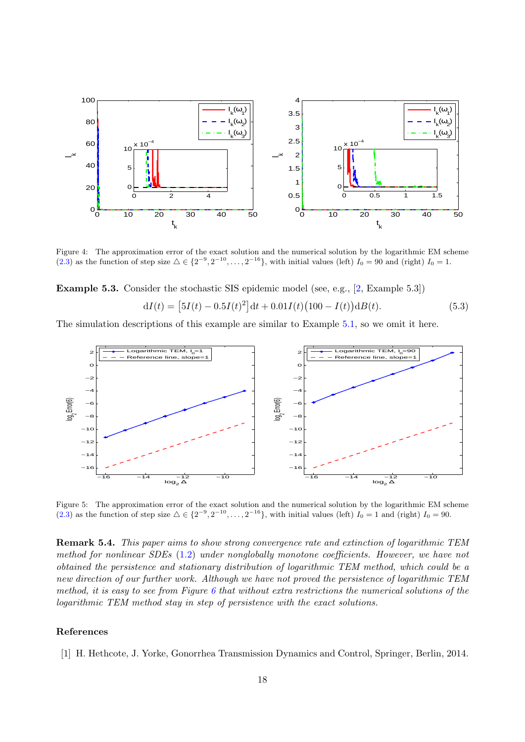Figure 4: The approximation error of the exact solution and the numerical solution by the logarithmic EM scheme (2.3) as the function of step size $\triangle \in \{2^{-9}, 2^{-10}, \ldots, 2^{-16}\}$, with initial values (left) $I_0 = 90$ and (right) $I_0 = 1$.

**Example 5.3.** Consider the stochastic SIS epidemic model (see, e.g., [2, Example 5.3])

$$\mathrm{d}I(t) = \left[5I(t) - 0.5I(t)^2\right]\mathrm{d}t + 0.01I(t)\big(100 - I(t)\big)\mathrm{d}B(t). \tag{5.3}$$

The simulation descriptions of this example are similar to Example 5.1, so we omit it here.

Figure 5: The approximation error of the exact solution and the numerical solution by the logarithmic EM scheme (2.3) as the function of step size $\triangle \in \{2^{-9}, 2^{-10}, \ldots, 2^{-16}\}$, with initial values (left) $I_0 = 1$ and (right) $I_0 = 90$.

**Remark 5.4.** *This paper aims to show strong convergence rate and extinction of logarithmic TEM method for nonlinear SDEs (1.2) under nonglobally monotone coefficients. However, we have not obtained the persistence and stationary distribution of logarithmic TEM method, which could be a new direction of our further work. Although we have not proved the persistence of logarithmic TEM method, it is easy to see from Figure 6 that without extra restrictions the numerical solutions of the logarithmic TEM method stay in step of persistence with the exact solutions.*

## References

[1] H. Hethcote, J. Yorke, Gonorrhea Transmission Dynamics and Control, Springer, Berlin, 2014.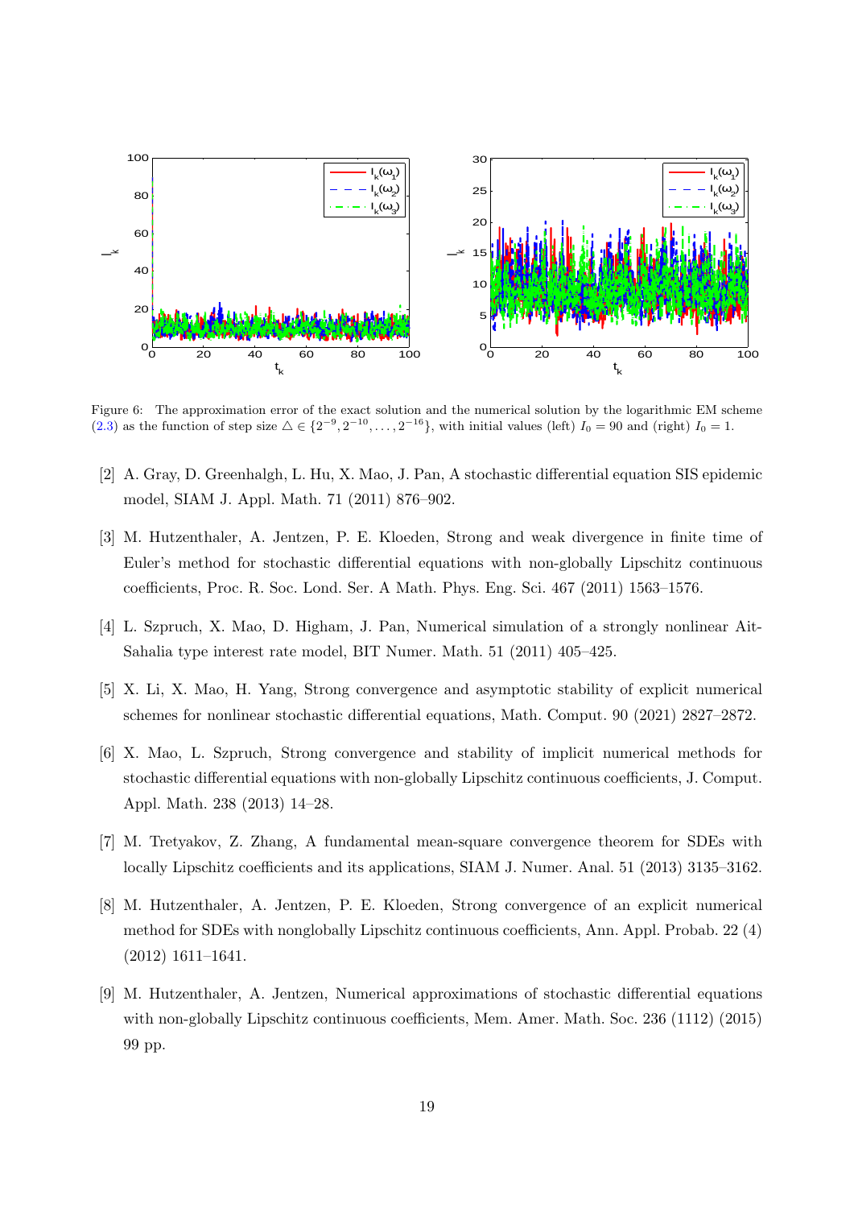Figure 6: The approximation error of the exact solution and the numerical solution by the logarithmic EM scheme (2.3) as the function of step size $\triangle \in \{2^{-9}, 2^{-10}, \ldots, 2^{-16}\}$, with initial values (left) $I_0 = 90$ and (right) $I_0 = 1$.

[2] A. Gray, D. Greenhalgh, L. Hu, X. Mao, J. Pan, A stochastic differential equation SIS epidemic model, SIAM J. Appl. Math. 71 (2011) 876–902.

[3] M. Hutzenthaler, A. Jentzen, P. E. Kloeden, Strong and weak divergence in finite time of Euler's method for stochastic differential equations with non-globally Lipschitz continuous coefficients, Proc. R. Soc. Lond. Ser. A Math. Phys. Eng. Sci. 467 (2011) 1563–1576.

[4] L. Szpruch, X. Mao, D. Higham, J. Pan, Numerical simulation of a strongly nonlinear Ait-Sahalia type interest rate model, BIT Numer. Math. 51 (2011) 405–425.

[5] X. Li, X. Mao, H. Yang, Strong convergence and asymptotic stability of explicit numerical schemes for nonlinear stochastic differential equations, Math. Comput. 90 (2021) 2827–2872.

[6] X. Mao, L. Szpruch, Strong convergence and stability of implicit numerical methods for stochastic differential equations with non-globally Lipschitz continuous coefficients, J. Comput. Appl. Math. 238 (2013) 14–28.

[7] M. Tretyakov, Z. Zhang, A fundamental mean-square convergence theorem for SDEs with locally Lipschitz coefficients and its applications, SIAM J. Numer. Anal. 51 (2013) 3135–3162.

[8] M. Hutzenthaler, A. Jentzen, P. E. Kloeden, Strong convergence of an explicit numerical method for SDEs with nonglobally Lipschitz continuous coefficients, Ann. Appl. Probab. 22 (4) (2012) 1611–1641.

[9] M. Hutzenthaler, A. Jentzen, Numerical approximations of stochastic differential equations with non-globally Lipschitz continuous coefficients, Mem. Amer. Math. Soc. 236 (1112) (2015) 99 pp.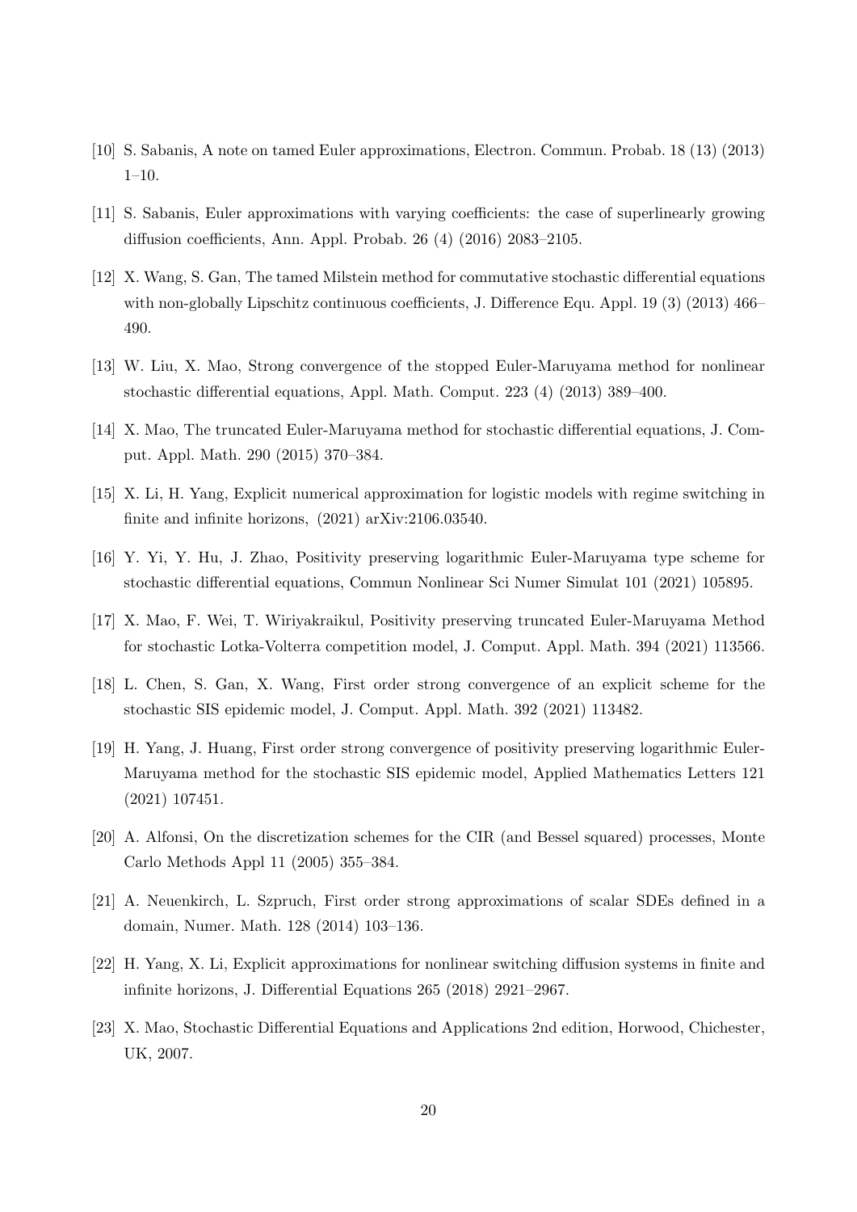[10] S. Sabanis, A note on tamed Euler approximations, Electron. Commun. Probab. 18 (13) (2013) 1–10.

[11] S. Sabanis, Euler approximations with varying coefficients: the case of superlinearly growing diffusion coefficients, Ann. Appl. Probab. 26 (4) (2016) 2083–2105.

[12] X. Wang, S. Gan, The tamed Milstein method for commutative stochastic differential equations with non-globally Lipschitz continuous coefficients, J. Difference Equ. Appl. 19 (3) (2013) 466–490.

[13] W. Liu, X. Mao, Strong convergence of the stopped Euler-Maruyama method for nonlinear stochastic differential equations, Appl. Math. Comput. 223 (4) (2013) 389–400.

[14] X. Mao, The truncated Euler-Maruyama method for stochastic differential equations, J. Comput. Appl. Math. 290 (2015) 370–384.

[15] X. Li, H. Yang, Explicit numerical approximation for logistic models with regime switching in finite and infinite horizons, (2021) arXiv:2106.03540.

[16] Y. Yi, Y. Hu, J. Zhao, Positivity preserving logarithmic Euler-Maruyama type scheme for stochastic differential equations, Commun Nonlinear Sci Numer Simulat 101 (2021) 105895.

[17] X. Mao, F. Wei, T. Wiriyakraikul, Positivity preserving truncated Euler-Maruyama Method for stochastic Lotka-Volterra competition model, J. Comput. Appl. Math. 394 (2021) 113566.

[18] L. Chen, S. Gan, X. Wang, First order strong convergence of an explicit scheme for the stochastic SIS epidemic model, J. Comput. Appl. Math. 392 (2021) 113482.

[19] H. Yang, J. Huang, First order strong convergence of positivity preserving logarithmic Euler-Maruyama method for the stochastic SIS epidemic model, Applied Mathematics Letters 121 (2021) 107451.

[20] A. Alfonsi, On the discretization schemes for the CIR (and Bessel squared) processes, Monte Carlo Methods Appl 11 (2005) 355–384.

[21] A. Neuenkirch, L. Szpruch, First order strong approximations of scalar SDEs defined in a domain, Numer. Math. 128 (2014) 103–136.

[22] H. Yang, X. Li, Explicit approximations for nonlinear switching diffusion systems in finite and infinite horizons, J. Differential Equations 265 (2018) 2921–2967.

[23] X. Mao, Stochastic Differential Equations and Applications 2nd edition, Horwood, Chichester, UK, 2007.